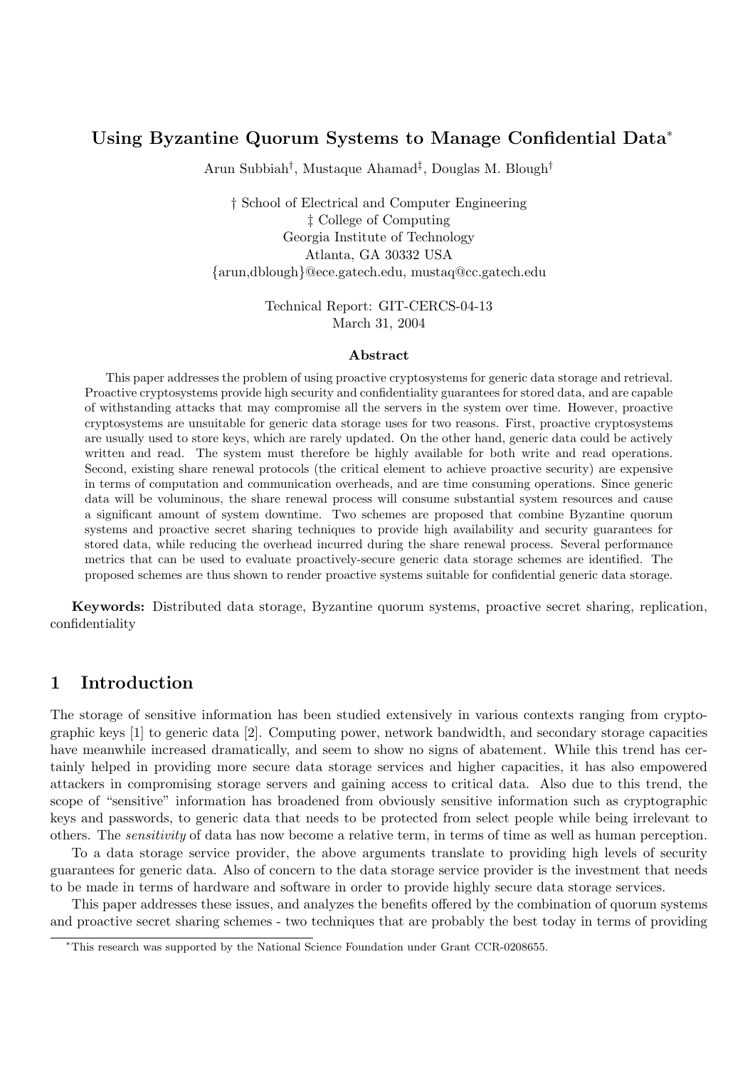# Using Byzantine Quorum Systems to Manage Confidential Data*

Arun Subbiah†, Mustaque Ahamad‡, Douglas M. Blough†

† School of Electrical and Computer Engineering
‡ College of Computing
Georgia Institute of Technology
Atlanta, GA 30332 USA
{arun,dblough}@ece.gatech.edu, mustaq@cc.gatech.edu

Technical Report: GIT-CERCS-04-13
March 31, 2004

## Abstract

This paper addresses the problem of using proactive cryptosystems for generic data storage and retrieval. Proactive cryptosystems provide high security and confidentiality guarantees for stored data, and are capable of withstanding attacks that may compromise all the servers in the system over time. However, proactive cryptosystems are unsuitable for generic data storage uses for two reasons. First, proactive cryptosystems are usually used to store keys, which are rarely updated. On the other hand, generic data could be actively written and read. The system must therefore be highly available for both write and read operations. Second, existing share renewal protocols (the critical element to achieve proactive security) are expensive in terms of computation and communication overheads, and are time consuming operations. Since generic data will be voluminous, the share renewal process will consume substantial system resources and cause a significant amount of system downtime. Two schemes are proposed that combine Byzantine quorum systems and proactive secret sharing techniques to provide high availability and security guarantees for stored data, while reducing the overhead incurred during the share renewal process. Several performance metrics that can be used to evaluate proactively-secure generic data storage schemes are identified. The proposed schemes are thus shown to render proactive systems suitable for confidential generic data storage.

**Keywords:** Distributed data storage, Byzantine quorum systems, proactive secret sharing, replication, confidentiality

## 1 Introduction

The storage of sensitive information has been studied extensively in various contexts ranging from cryptographic keys [1] to generic data [2]. Computing power, network bandwidth, and secondary storage capacities have meanwhile increased dramatically, and seem to show no signs of abatement. While this trend has certainly helped in providing more secure data storage services and higher capacities, it has also empowered attackers in compromising storage servers and gaining access to critical data. Also due to this trend, the scope of "sensitive" information has broadened from obviously sensitive information such as cryptographic keys and passwords, to generic data that needs to be protected from select people while being irrelevant to others. The *sensitivity* of data has now become a relative term, in terms of time as well as human perception.

To a data storage service provider, the above arguments translate to providing high levels of security guarantees for generic data. Also of concern to the data storage service provider is the investment that needs to be made in terms of hardware and software in order to provide highly secure data storage services.

This paper addresses these issues, and analyzes the benefits offered by the combination of quorum systems and proactive secret sharing schemes - two techniques that are probably the best today in terms of providing

*This research was supported by the National Science Foundation under Grant CCR-0208655.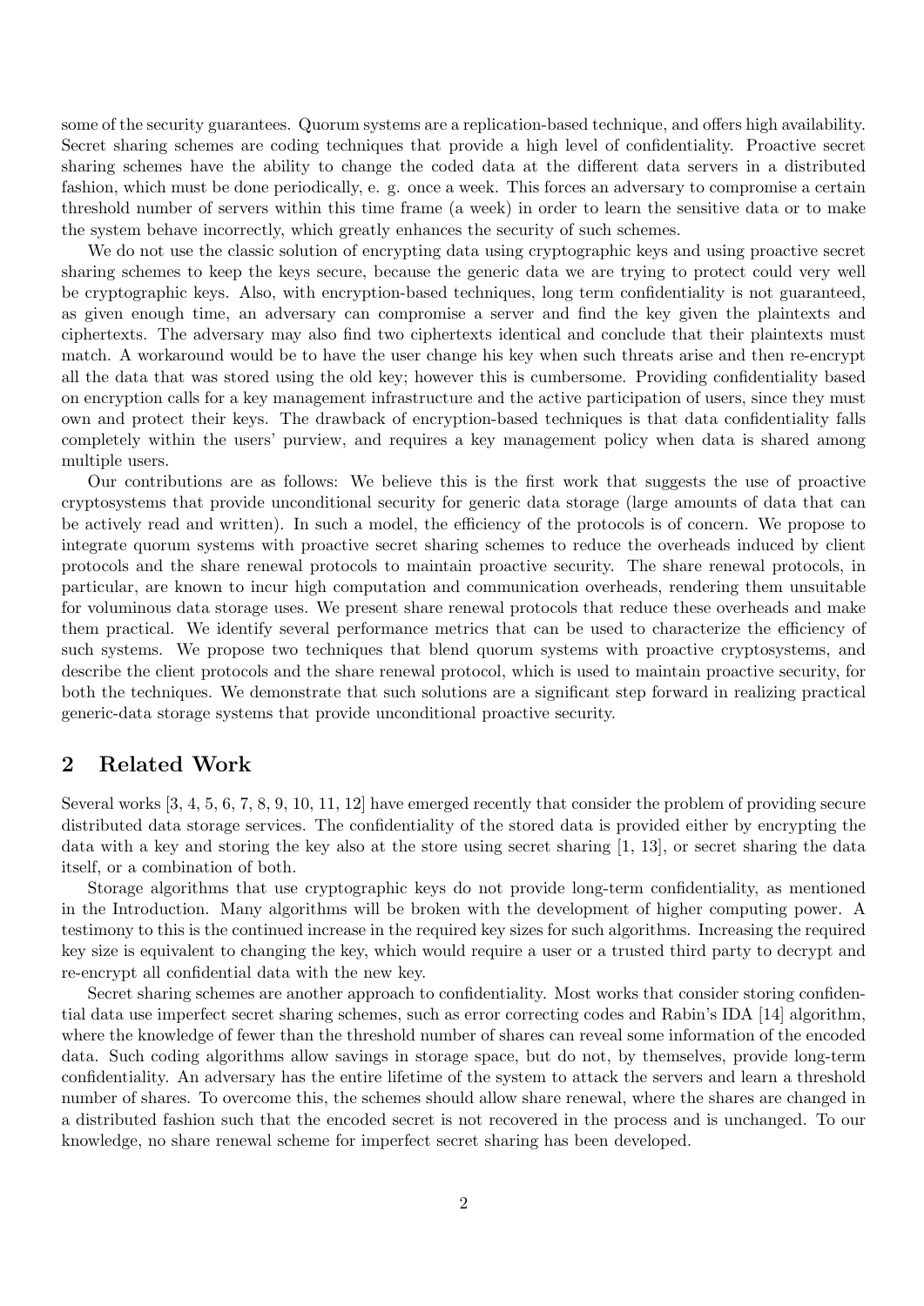some of the security guarantees. Quorum systems are a replication-based technique, and offers high availability. Secret sharing schemes are coding techniques that provide a high level of confidentiality. Proactive secret sharing schemes have the ability to change the coded data at the different data servers in a distributed fashion, which must be done periodically, e. g. once a week. This forces an adversary to compromise a certain threshold number of servers within this time frame (a week) in order to learn the sensitive data or to make the system behave incorrectly, which greatly enhances the security of such schemes.

We do not use the classic solution of encrypting data using cryptographic keys and using proactive secret sharing schemes to keep the keys secure, because the generic data we are trying to protect could very well be cryptographic keys. Also, with encryption-based techniques, long term confidentiality is not guaranteed, as given enough time, an adversary can compromise a server and find the key given the plaintexts and ciphertexts. The adversary may also find two ciphertexts identical and conclude that their plaintexts must match. A workaround would be to have the user change his key when such threats arise and then re-encrypt all the data that was stored using the old key; however this is cumbersome. Providing confidentiality based on encryption calls for a key management infrastructure and the active participation of users, since they must own and protect their keys. The drawback of encryption-based techniques is that data confidentiality falls completely within the users' purview, and requires a key management policy when data is shared among multiple users.

Our contributions are as follows: We believe this is the first work that suggests the use of proactive cryptosystems that provide unconditional security for generic data storage (large amounts of data that can be actively read and written). In such a model, the efficiency of the protocols is of concern. We propose to integrate quorum systems with proactive secret sharing schemes to reduce the overheads induced by client protocols and the share renewal protocols to maintain proactive security. The share renewal protocols, in particular, are known to incur high computation and communication overheads, rendering them unsuitable for voluminous data storage uses. We present share renewal protocols that reduce these overheads and make them practical. We identify several performance metrics that can be used to characterize the efficiency of such systems. We propose two techniques that blend quorum systems with proactive cryptosystems, and describe the client protocols and the share renewal protocol, which is used to maintain proactive security, for both the techniques. We demonstrate that such solutions are a significant step forward in realizing practical generic-data storage systems that provide unconditional proactive security.

## 2 Related Work

Several works [3, 4, 5, 6, 7, 8, 9, 10, 11, 12] have emerged recently that consider the problem of providing secure distributed data storage services. The confidentiality of the stored data is provided either by encrypting the data with a key and storing the key also at the store using secret sharing [1, 13], or secret sharing the data itself, or a combination of both.

Storage algorithms that use cryptographic keys do not provide long-term confidentiality, as mentioned in the Introduction. Many algorithms will be broken with the development of higher computing power. A testimony to this is the continued increase in the required key sizes for such algorithms. Increasing the required key size is equivalent to changing the key, which would require a user or a trusted third party to decrypt and re-encrypt all confidential data with the new key.

Secret sharing schemes are another approach to confidentiality. Most works that consider storing confidential data use imperfect secret sharing schemes, such as error correcting codes and Rabin's IDA [14] algorithm, where the knowledge of fewer than the threshold number of shares can reveal some information of the encoded data. Such coding algorithms allow savings in storage space, but do not, by themselves, provide long-term confidentiality. An adversary has the entire lifetime of the system to attack the servers and learn a threshold number of shares. To overcome this, the schemes should allow share renewal, where the shares are changed in a distributed fashion such that the encoded secret is not recovered in the process and is unchanged. To our knowledge, no share renewal scheme for imperfect secret sharing has been developed.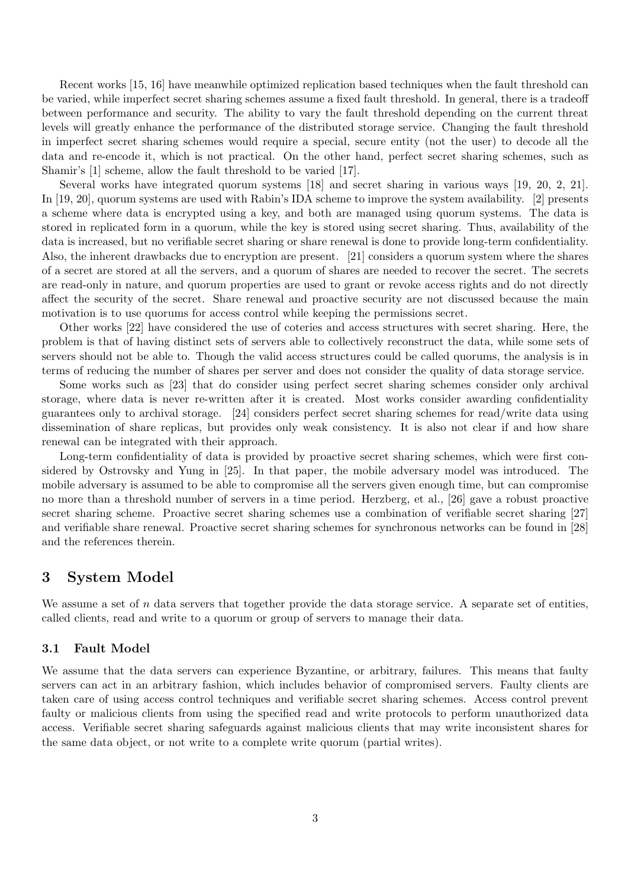Recent works [15, 16] have meanwhile optimized replication based techniques when the fault threshold can be varied, while imperfect secret sharing schemes assume a fixed fault threshold. In general, there is a tradeoff between performance and security. The ability to vary the fault threshold depending on the current threat levels will greatly enhance the performance of the distributed storage service. Changing the fault threshold in imperfect secret sharing schemes would require a special, secure entity (not the user) to decode all the data and re-encode it, which is not practical. On the other hand, perfect secret sharing schemes, such as Shamir's [1] scheme, allow the fault threshold to be varied [17].

Several works have integrated quorum systems [18] and secret sharing in various ways [19, 20, 2, 21]. In [19, 20], quorum systems are used with Rabin's IDA scheme to improve the system availability. [2] presents a scheme where data is encrypted using a key, and both are managed using quorum systems. The data is stored in replicated form in a quorum, while the key is stored using secret sharing. Thus, availability of the data is increased, but no verifiable secret sharing or share renewal is done to provide long-term confidentiality. Also, the inherent drawbacks due to encryption are present. [21] considers a quorum system where the shares of a secret are stored at all the servers, and a quorum of shares are needed to recover the secret. The secrets are read-only in nature, and quorum properties are used to grant or revoke access rights and do not directly affect the security of the secret. Share renewal and proactive security are not discussed because the main motivation is to use quorums for access control while keeping the permissions secret.

Other works [22] have considered the use of coteries and access structures with secret sharing. Here, the problem is that of having distinct sets of servers able to collectively reconstruct the data, while some sets of servers should not be able to. Though the valid access structures could be called quorums, the analysis is in terms of reducing the number of shares per server and does not consider the quality of data storage service.

Some works such as [23] that do consider using perfect secret sharing schemes consider only archival storage, where data is never re-written after it is created. Most works consider awarding confidentiality guarantees only to archival storage. [24] considers perfect secret sharing schemes for read/write data using dissemination of share replicas, but provides only weak consistency. It is also not clear if and how share renewal can be integrated with their approach.

Long-term confidentiality of data is provided by proactive secret sharing schemes, which were first considered by Ostrovsky and Yung in [25]. In that paper, the mobile adversary model was introduced. The mobile adversary is assumed to be able to compromise all the servers given enough time, but can compromise no more than a threshold number of servers in a time period. Herzberg, et al., [26] gave a robust proactive secret sharing scheme. Proactive secret sharing schemes use a combination of verifiable secret sharing [27] and verifiable share renewal. Proactive secret sharing schemes for synchronous networks can be found in [28] and the references therein.

## 3 System Model

We assume a set of $n$ data servers that together provide the data storage service. A separate set of entities, called clients, read and write to a quorum or group of servers to manage their data.

### 3.1 Fault Model

We assume that the data servers can experience Byzantine, or arbitrary, failures. This means that faulty servers can act in an arbitrary fashion, which includes behavior of compromised servers. Faulty clients are taken care of using access control techniques and verifiable secret sharing schemes. Access control prevent faulty or malicious clients from using the specified read and write protocols to perform unauthorized data access. Verifiable secret sharing safeguards against malicious clients that may write inconsistent shares for the same data object, or not write to a complete write quorum (partial writes).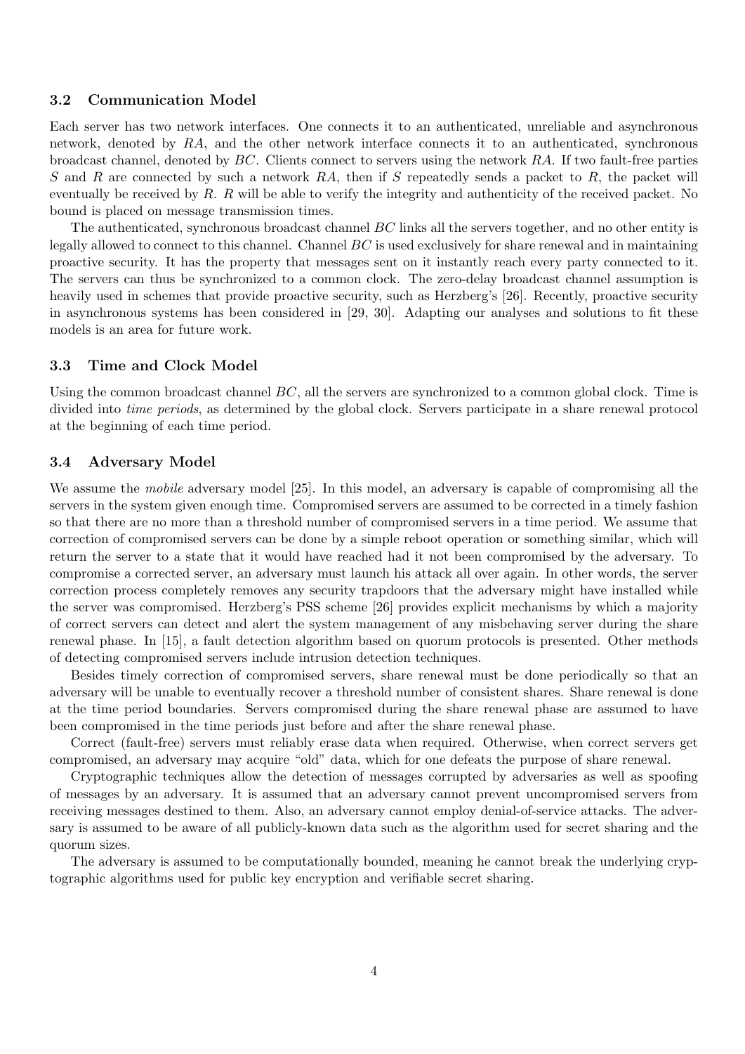### 3.2 Communication Model

Each server has two network interfaces. One connects it to an authenticated, unreliable and asynchronous network, denoted by $RA$, and the other network interface connects it to an authenticated, synchronous broadcast channel, denoted by $BC$. Clients connect to servers using the network $RA$. If two fault-free parties $S$ and $R$ are connected by such a network $RA$, then if $S$ repeatedly sends a packet to $R$, the packet will eventually be received by $R$. $R$ will be able to verify the integrity and authenticity of the received packet. No bound is placed on message transmission times.

The authenticated, synchronous broadcast channel $BC$ links all the servers together, and no other entity is legally allowed to connect to this channel. Channel $BC$ is used exclusively for share renewal and in maintaining proactive security. It has the property that messages sent on it instantly reach every party connected to it. The servers can thus be synchronized to a common clock. The zero-delay broadcast channel assumption is heavily used in schemes that provide proactive security, such as Herzberg's [26]. Recently, proactive security in asynchronous systems has been considered in [29, 30]. Adapting our analyses and solutions to fit these models is an area for future work.

### 3.3 Time and Clock Model

Using the common broadcast channel $BC$, all the servers are synchronized to a common global clock. Time is divided into *time periods*, as determined by the global clock. Servers participate in a share renewal protocol at the beginning of each time period.

### 3.4 Adversary Model

We assume the *mobile* adversary model [25]. In this model, an adversary is capable of compromising all the servers in the system given enough time. Compromised servers are assumed to be corrected in a timely fashion so that there are no more than a threshold number of compromised servers in a time period. We assume that correction of compromised servers can be done by a simple reboot operation or something similar, which will return the server to a state that it would have reached had it not been compromised by the adversary. To compromise a corrected server, an adversary must launch his attack all over again. In other words, the server correction process completely removes any security trapdoors that the adversary might have installed while the server was compromised. Herzberg's PSS scheme [26] provides explicit mechanisms by which a majority of correct servers can detect and alert the system management of any misbehaving server during the share renewal phase. In [15], a fault detection algorithm based on quorum protocols is presented. Other methods of detecting compromised servers include intrusion detection techniques.

Besides timely correction of compromised servers, share renewal must be done periodically so that an adversary will be unable to eventually recover a threshold number of consistent shares. Share renewal is done at the time period boundaries. Servers compromised during the share renewal phase are assumed to have been compromised in the time periods just before and after the share renewal phase.

Correct (fault-free) servers must reliably erase data when required. Otherwise, when correct servers get compromised, an adversary may acquire "old" data, which for one defeats the purpose of share renewal.

Cryptographic techniques allow the detection of messages corrupted by adversaries as well as spoofing of messages by an adversary. It is assumed that an adversary cannot prevent uncompromised servers from receiving messages destined to them. Also, an adversary cannot employ denial-of-service attacks. The adversary is assumed to be aware of all publicly-known data such as the algorithm used for secret sharing and the quorum sizes.

The adversary is assumed to be computationally bounded, meaning he cannot break the underlying cryptographic algorithms used for public key encryption and verifiable secret sharing.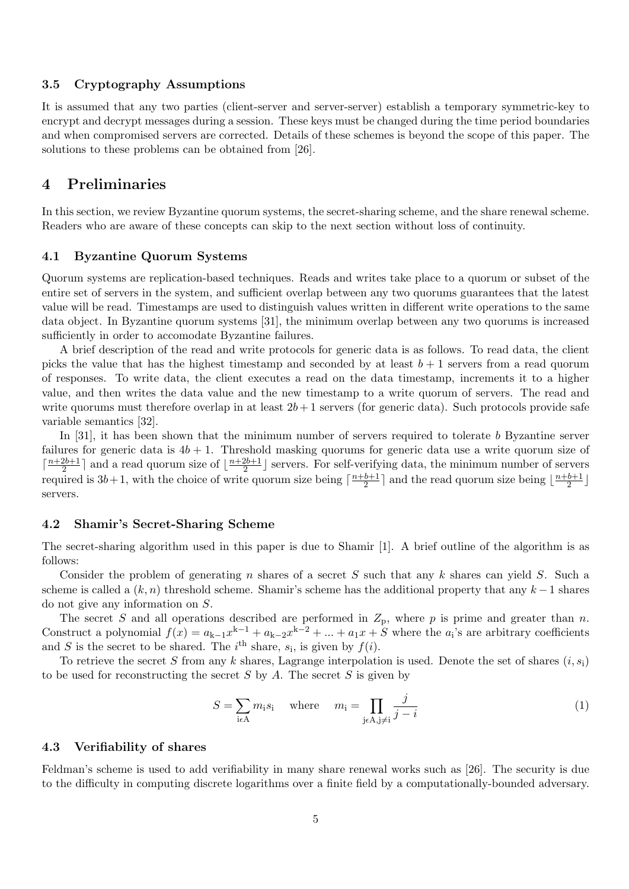### 3.5 Cryptography Assumptions

It is assumed that any two parties (client-server and server-server) establish a temporary symmetric-key to encrypt and decrypt messages during a session. These keys must be changed during the time period boundaries and when compromised servers are corrected. Details of these schemes is beyond the scope of this paper. The solutions to these problems can be obtained from [26].

## 4 Preliminaries

In this section, we review Byzantine quorum systems, the secret-sharing scheme, and the share renewal scheme. Readers who are aware of these concepts can skip to the next section without loss of continuity.

### 4.1 Byzantine Quorum Systems

Quorum systems are replication-based techniques. Reads and writes take place to a quorum or subset of the entire set of servers in the system, and sufficient overlap between any two quorums guarantees that the latest value will be read. Timestamps are used to distinguish values written in different write operations to the same data object. In Byzantine quorum systems [31], the minimum overlap between any two quorums is increased sufficiently in order to accomodate Byzantine failures.

A brief description of the read and write protocols for generic data is as follows. To read data, the client picks the value that has the highest timestamp and seconded by at least $b+1$ servers from a read quorum of responses. To write data, the client executes a read on the data timestamp, increments it to a higher value, and then writes the data value and the new timestamp to a write quorum of servers. The read and write quorums must therefore overlap in at least $2b+1$ servers (for generic data). Such protocols provide safe variable semantics [32].

In [31], it has been shown that the minimum number of servers required to tolerate $b$ Byzantine server failures for generic data is $4b+1$. Threshold masking quorums for generic data use a write quorum size of $\lceil \frac{n+2b+1}{2} \rceil$ and a read quorum size of $\lfloor \frac{n+2b+1}{2} \rfloor$ servers. For self-verifying data, the minimum number of servers required is $3b+1$, with the choice of write quorum size being $\lceil \frac{n+b+1}{2} \rceil$ and the read quorum size being $\lfloor \frac{n+b+1}{2} \rfloor$ servers.

### 4.2 Shamir's Secret-Sharing Scheme

The secret-sharing algorithm used in this paper is due to Shamir [1]. A brief outline of the algorithm is as follows:

Consider the problem of generating $n$ shares of a secret $S$ such that any $k$ shares can yield $S$. Such a scheme is called a $(k, n)$ threshold scheme. Shamir's scheme has the additional property that any $k-1$ shares do not give any information on $S$.

The secret $S$ and all operations described are performed in $Z_p$, where $p$ is prime and greater than $n$. Construct a polynomial $f(x) = a_{k-1}x^{k-1} + a_{k-2}x^{k-2} + ... + a_1 x + S$ where the $a_i$'s are arbitrary coefficients and $S$ is the secret to be shared. The $i^{th}$ share, $s_i$, is given by $f(i)$.

To retrieve the secret $S$ from any $k$ shares, Lagrange interpolation is used. Denote the set of shares $(i, s_i)$ to be used for reconstructing the secret $S$ by $A$. The secret $S$ is given by

$$S = \sum_{i \epsilon A} m_i s_i \quad \text{where} \quad m_i = \prod_{j \epsilon A, j \neq i} \frac{j}{j-i} \tag{1}$$

### 4.3 Verifiability of shares

Feldman's scheme is used to add verifiability in many share renewal works such as [26]. The security is due to the difficulty in computing discrete logarithms over a finite field by a computationally-bounded adversary.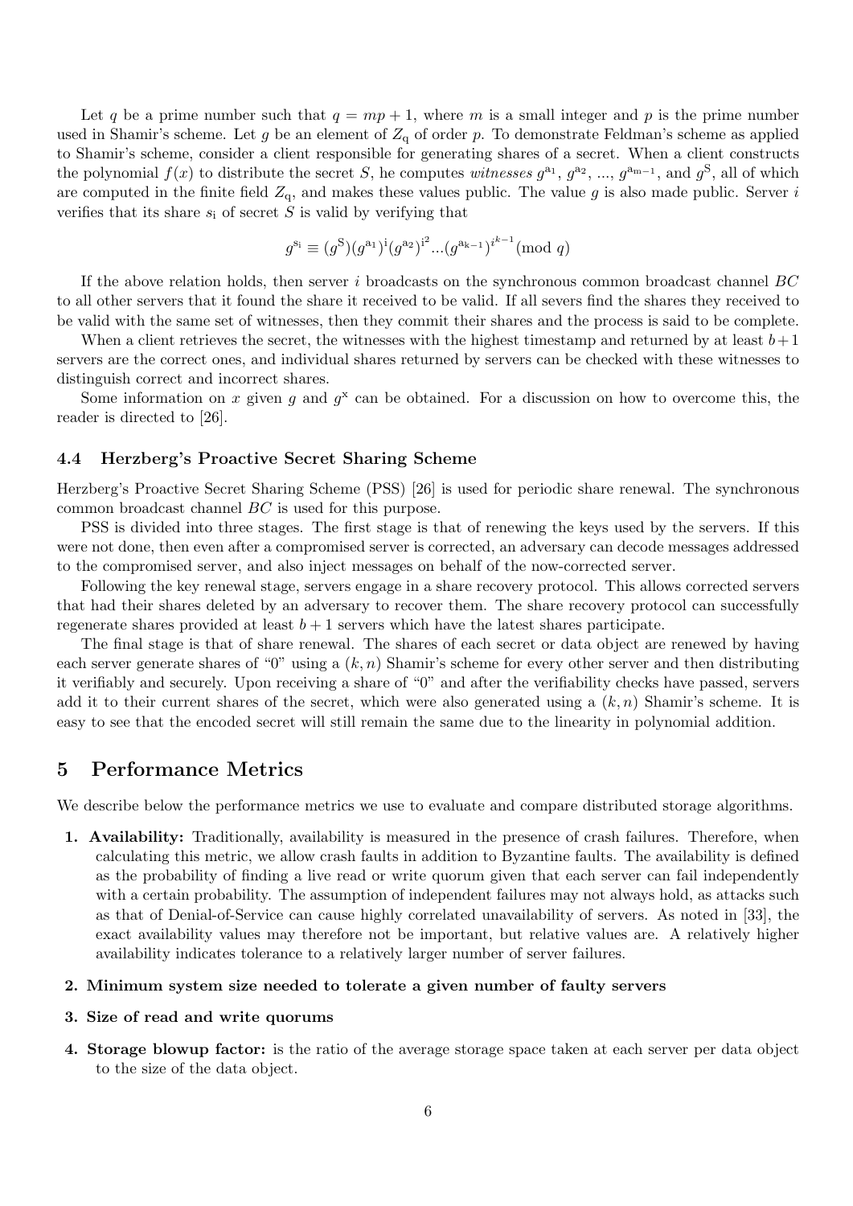Let $q$ be a prime number such that $q = mp + 1$, where $m$ is a small integer and $p$ is the prime number used in Shamir's scheme. Let $g$ be an element of $Z_q$ of order $p$. To demonstrate Feldman's scheme as applied to Shamir's scheme, consider a client responsible for generating shares of a secret. When a client constructs the polynomial $f(x)$ to distribute the secret $S$, he computes *witnesses* $g^{a_1}$, $g^{a_2}$, ..., $g^{a_{m-1}}$, and $g^{S}$, all of which are computed in the finite field $Z_q$, and makes these values public. The value $g$ is also made public. Server $i$ verifies that its share $s_i$ of secret $S$ is valid by verifying that

$$g^{s_i} \equiv (g^{S})(g^{a_1})^{i}(g^{a_2})^{i^2}...(g^{a_{k-1}})^{i^{k-1}} (\mathrm{mod}\ q)$$

If the above relation holds, then server $i$ broadcasts on the synchronous common broadcast channel $BC$ to all other servers that it found the share it received to be valid. If all severs find the shares they received to be valid with the same set of witnesses, then they commit their shares and the process is said to be complete.

When a client retrieves the secret, the witnesses with the highest timestamp and returned by at least $b+1$ servers are the correct ones, and individual shares returned by servers can be checked with these witnesses to distinguish correct and incorrect shares.

Some information on $x$ given $g$ and $g^{x}$ can be obtained. For a discussion on how to overcome this, the reader is directed to [26].

### 4.4 Herzberg's Proactive Secret Sharing Scheme

Herzberg's Proactive Secret Sharing Scheme (PSS) [26] is used for periodic share renewal. The synchronous common broadcast channel $BC$ is used for this purpose.

PSS is divided into three stages. The first stage is that of renewing the keys used by the servers. If this were not done, then even after a compromised server is corrected, an adversary can decode messages addressed to the compromised server, and also inject messages on behalf of the now-corrected server.

Following the key renewal stage, servers engage in a share recovery protocol. This allows corrected servers that had their shares deleted by an adversary to recover them. The share recovery protocol can successfully regenerate shares provided at least $b+1$ servers which have the latest shares participate.

The final stage is that of share renewal. The shares of each secret or data object are renewed by having each server generate shares of "0" using a $(k, n)$ Shamir's scheme for every other server and then distributing it verifiably and securely. Upon receiving a share of "0" and after the verifiability checks have passed, servers add it to their current shares of the secret, which were also generated using a $(k, n)$ Shamir's scheme. It is easy to see that the encoded secret will still remain the same due to the linearity in polynomial addition.

## 5 Performance Metrics

We describe below the performance metrics we use to evaluate and compare distributed storage algorithms.

1. **Availability:** Traditionally, availability is measured in the presence of crash failures. Therefore, when calculating this metric, we allow crash faults in addition to Byzantine faults. The availability is defined as the probability of finding a live read or write quorum given that each server can fail independently with a certain probability. The assumption of independent failures may not always hold, as attacks such as that of Denial-of-Service can cause highly correlated unavailability of servers. As noted in [33], the exact availability values may therefore not be important, but relative values are. A relatively higher availability indicates tolerance to a relatively larger number of server failures.

2. **Minimum system size needed to tolerate a given number of faulty servers**

3. **Size of read and write quorums**

4. **Storage blowup factor:** is the ratio of the average storage space taken at each server per data object to the size of the data object.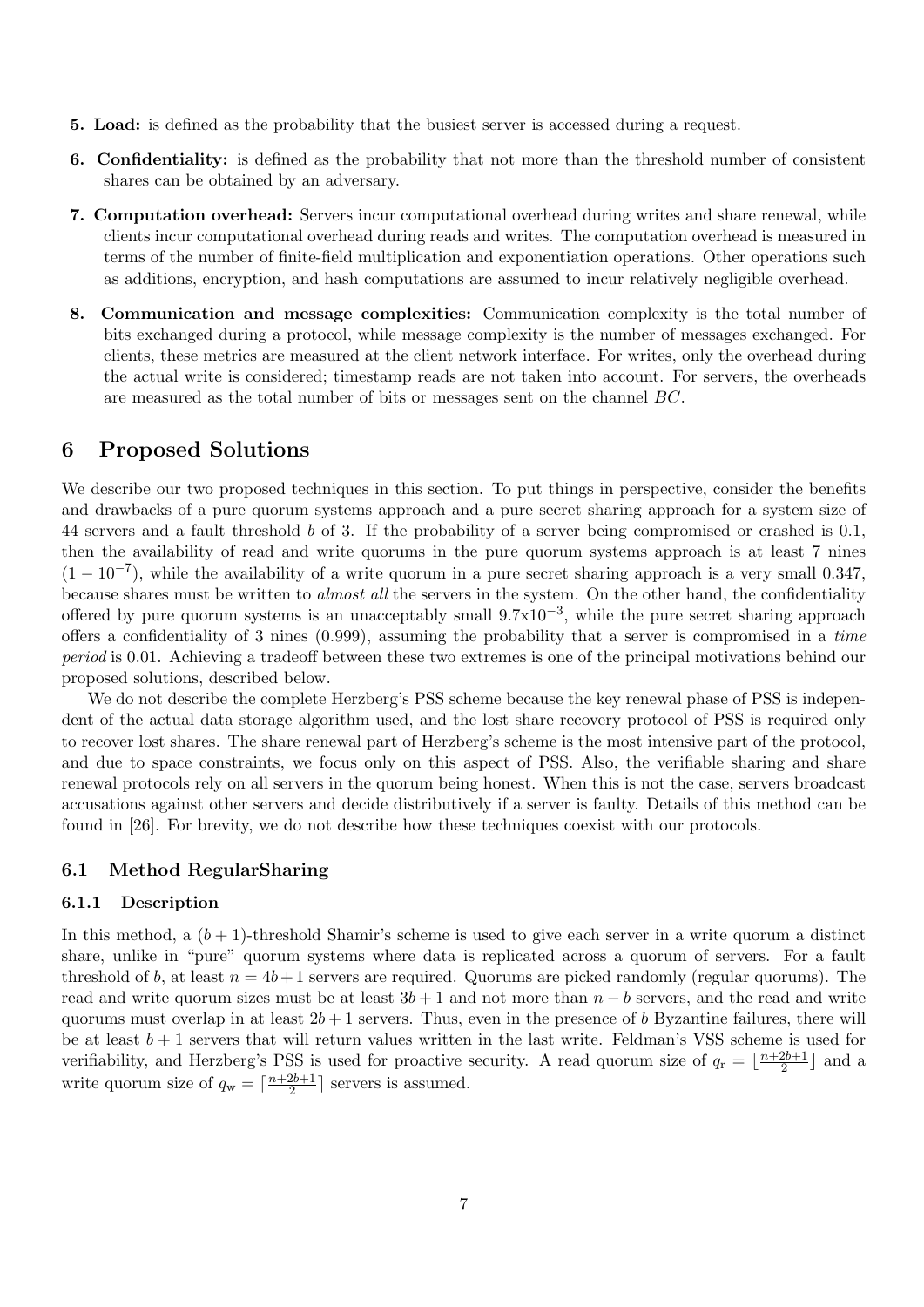5. **Load:** is defined as the probability that the busiest server is accessed during a request.

6. **Confidentiality:** is defined as the probability that not more than the threshold number of consistent shares can be obtained by an adversary.

7. **Computation overhead:** Servers incur computational overhead during writes and share renewal, while clients incur computational overhead during reads and writes. The computation overhead is measured in terms of the number of finite-field multiplication and exponentiation operations. Other operations such as additions, encryption, and hash computations are assumed to incur relatively negligible overhead.

8. **Communication and message complexities:** Communication complexity is the total number of bits exchanged during a protocol, while message complexity is the number of messages exchanged. For clients, these metrics are measured at the client network interface. For writes, only the overhead during the actual write is considered; timestamp reads are not taken into account. For servers, the overheads are measured as the total number of bits or messages sent on the channel $BC$.

# 6 Proposed Solutions

We describe our two proposed techniques in this section. To put things in perspective, consider the benefits and drawbacks of a pure quorum systems approach and a pure secret sharing approach for a system size of 44 servers and a fault threshold $b$ of 3. If the probability of a server being compromised or crashed is 0.1, then the availability of read and write quorums in the pure quorum systems approach is at least 7 nines $(1 - 10^{-7})$, while the availability of a write quorum in a pure secret sharing approach is a very small 0.347, because shares must be written to *almost all* the servers in the system. On the other hand, the confidentiality offered by pure quorum systems is an unacceptably small $9.7\text{x}10^{-3}$, while the pure secret sharing approach offers a confidentiality of 3 nines (0.999), assuming the probability that a server is compromised in a *time period* is 0.01. Achieving a tradeoff between these two extremes is one of the principal motivations behind our proposed solutions, described below.

We do not describe the complete Herzberg's PSS scheme because the key renewal phase of PSS is independent of the actual data storage algorithm used, and the lost share recovery protocol of PSS is required only to recover lost shares. The share renewal part of Herzberg's scheme is the most intensive part of the protocol, and due to space constraints, we focus only on this aspect of PSS. Also, the verifiable sharing and share renewal protocols rely on all servers in the quorum being honest. When this is not the case, servers broadcast accusations against other servers and decide distributively if a server is faulty. Details of this method can be found in [26]. For brevity, we do not describe how these techniques coexist with our protocols.

## 6.1 Method RegularSharing

### 6.1.1 Description

In this method, a $(b+1)$-threshold Shamir's scheme is used to give each server in a write quorum a distinct share, unlike in "pure" quorum systems where data is replicated across a quorum of servers. For a fault threshold of $b$, at least $n = 4b+1$ servers are required. Quorums are picked randomly (regular quorums). The read and write quorum sizes must be at least $3b+1$ and not more than $n-b$ servers, and the read and write quorums must overlap in at least $2b+1$ servers. Thus, even in the presence of $b$ Byzantine failures, there will be at least $b+1$ servers that will return values written in the last write. Feldman's VSS scheme is used for verifiability, and Herzberg's PSS is used for proactive security. A read quorum size of $q_{\text{r}} = \lfloor \frac{n+2b+1}{2} \rfloor$ and a write quorum size of $q_{\text{w}} = \lceil \frac{n+2b+1}{2} \rceil$ servers is assumed.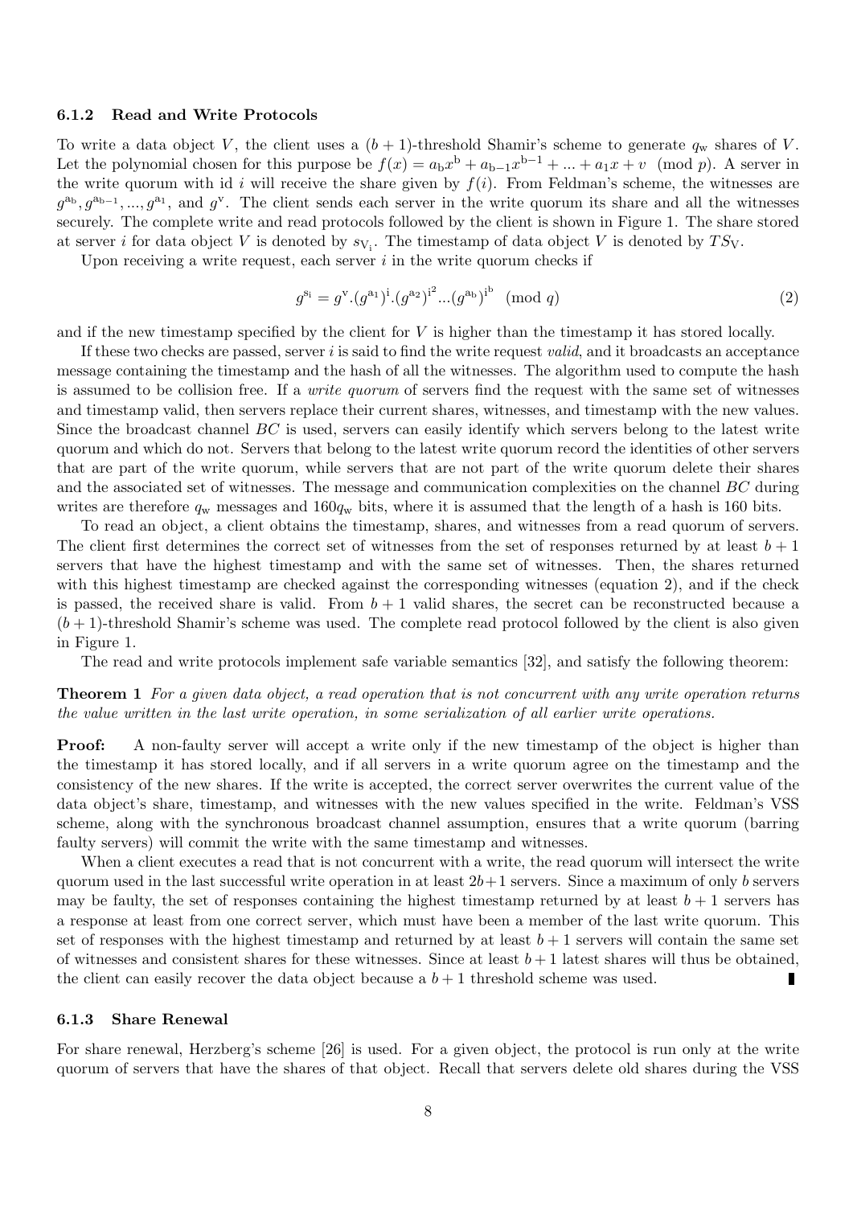### 6.1.2 Read and Write Protocols

To write a data object $V$, the client uses a $(b+1)$-threshold Shamir's scheme to generate $q_w$ shares of $V$. Let the polynomial chosen for this purpose be $f(x) = a_b x^b + a_{b-1}x^{b-1} + ... + a_1 x + v \pmod p$. A server in the write quorum with id $i$ will receive the share given by $f(i)$. From Feldman's scheme, the witnesses are $g^{a_b}, g^{a_{b-1}}, ..., g^{a_1}$, and $g^v$. The client sends each server in the write quorum its share and all the witnesses securely. The complete write and read protocols followed by the client is shown in Figure 1. The share stored at server $i$ for data object $V$ is denoted by $s_{V_i}$. The timestamp of data object $V$ is denoted by $TS_V$.

Upon receiving a write request, each server $i$ in the write quorum checks if

$$g^{s_i} = g^v.(g^{a_1})^i.(g^{a_2})^{i^2}...(g^{a_b})^{i^b} \pmod q \tag{2}$$

and if the new timestamp specified by the client for $V$ is higher than the timestamp it has stored locally.

If these two checks are passed, server $i$ is said to find the write request *valid*, and it broadcasts an acceptance message containing the timestamp and the hash of all the witnesses. The algorithm used to compute the hash is assumed to be collision free. If a *write quorum* of servers find the request with the same set of witnesses and timestamp valid, then servers replace their current shares, witnesses, and timestamp with the new values. Since the broadcast channel $BC$ is used, servers can easily identify which servers belong to the latest write quorum and which do not. Servers that belong to the latest write quorum record the identities of other servers that are part of the write quorum, while servers that are not part of the write quorum delete their shares and the associated set of witnesses. The message and communication complexities on the channel $BC$ during writes are therefore $q_w$ messages and $160q_w$ bits, where it is assumed that the length of a hash is 160 bits.

To read an object, a client obtains the timestamp, shares, and witnesses from a read quorum of servers. The client first determines the correct set of witnesses from the set of responses returned by at least $b+1$ servers that have the highest timestamp and with the same set of witnesses. Then, the shares returned with this highest timestamp are checked against the corresponding witnesses (equation 2), and if the check is passed, the received share is valid. From $b+1$ valid shares, the secret can be reconstructed because a $(b+1)$-threshold Shamir's scheme was used. The complete read protocol followed by the client is also given in Figure 1.

The read and write protocols implement safe variable semantics [32], and satisfy the following theorem:

**Theorem 1** *For a given data object, a read operation that is not concurrent with any write operation returns the value written in the last write operation, in some serialization of all earlier write operations.*

**Proof:** A non-faulty server will accept a write only if the new timestamp of the object is higher than the timestamp it has stored locally, and if all servers in a write quorum agree on the timestamp and the consistency of the new shares. If the write is accepted, the correct server overwrites the current value of the data object's share, timestamp, and witnesses with the new values specified in the write. Feldman's VSS scheme, along with the synchronous broadcast channel assumption, ensures that a write quorum (barring faulty servers) will commit the write with the same timestamp and witnesses.

When a client executes a read that is not concurrent with a write, the read quorum will intersect the write quorum used in the last successful write operation in at least $2b+1$ servers. Since a maximum of only $b$ servers may be faulty, the set of responses containing the highest timestamp returned by at least $b+1$ servers has a response at least from one correct server, which must have been a member of the last write quorum. This set of responses with the highest timestamp and returned by at least $b+1$ servers will contain the same set of witnesses and consistent shares for these witnesses. Since at least $b+1$ latest shares will thus be obtained, the client can easily recover the data object because a $b+1$ threshold scheme was used. ∎

### 6.1.3 Share Renewal

For share renewal, Herzberg's scheme [26] is used. For a given object, the protocol is run only at the write quorum of servers that have the shares of that object. Recall that servers delete old shares during the VSS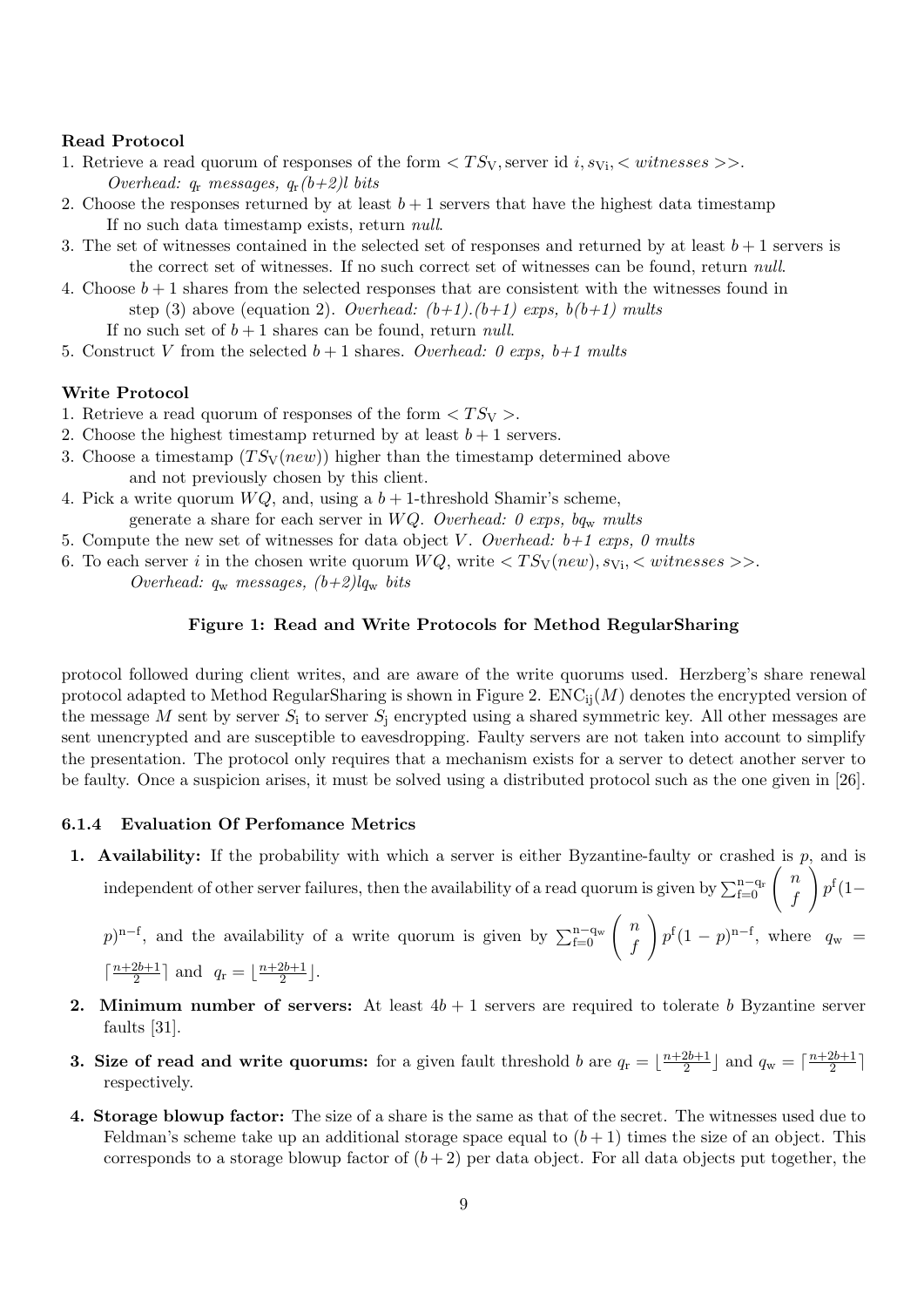**Read Protocol**

1. Retrieve a read quorum of responses of the form $< TS_V$, server id $i, s_{Vi}, < witnesses >>$.
   *Overhead: $q_r$ messages, $q_r(b+2)l$ bits*
2. Choose the responses returned by at least $b+1$ servers that have the highest data timestamp
   If no such data timestamp exists, return *null*.
3. The set of witnesses contained in the selected set of responses and returned by at least $b+1$ servers is the correct set of witnesses. If no such correct set of witnesses can be found, return *null*.
4. Choose $b+1$ shares from the selected responses that are consistent with the witnesses found in step (3) above (equation 2). *Overhead: (b+1).(b+1) exps, b(b+1) mults*
   If no such set of $b+1$ shares can be found, return *null*.
5. Construct $V$ from the selected $b+1$ shares. *Overhead: 0 exps, b+1 mults*

**Write Protocol**

1. Retrieve a read quorum of responses of the form $< TS_V >$.
2. Choose the highest timestamp returned by at least $b+1$ servers.
3. Choose a timestamp ($TS_V(new)$) higher than the timestamp determined above and not previously chosen by this client.
4. Pick a write quorum $WQ$, and, using a $b+1$-threshold Shamir's scheme, generate a share for each server in $WQ$. *Overhead: 0 exps, $bq_w$ mults*
5. Compute the new set of witnesses for data object $V$. *Overhead: b+1 exps, 0 mults*
6. To each server $i$ in the chosen write quorum $WQ$, write $< TS_V(new), s_{Vi}, < witnesses >>$.
   *Overhead: $q_w$ messages, $(b+2)lq_w$ bits*

**Figure 1: Read and Write Protocols for Method RegularSharing**

protocol followed during client writes, and are aware of the write quorums used. Herzberg's share renewal protocol adapted to Method RegularSharing is shown in Figure 2. $\text{ENC}_{ij}(M)$ denotes the encrypted version of the message $M$ sent by server $S_i$ to server $S_j$ encrypted using a shared symmetric key. All other messages are sent unencrypted and are susceptible to eavesdropping. Faulty servers are not taken into account to simplify the presentation. The protocol only requires that a mechanism exists for a server to detect another server to be faulty. Once a suspicion arises, it must be solved using a distributed protocol such as the one given in [26].

#### 6.1.4 Evaluation Of Perfomance Metrics

1. **Availability:** If the probability with which a server is either Byzantine-faulty or crashed is $p$, and is independent of other server failures, then the availability of a read quorum is given by $\sum_{f=0}^{n-q_r} \binom{n}{f} p^f(1-p)^{n-f}$, and the availability of a write quorum is given by $\sum_{f=0}^{n-q_w} \binom{n}{f} p^f(1-p)^{n-f}$, where $q_w = \lceil \frac{n+2b+1}{2} \rceil$ and $q_r = \lfloor \frac{n+2b+1}{2} \rfloor$.
2. **Minimum number of servers:** At least $4b+1$ servers are required to tolerate $b$ Byzantine server faults [31].
3. **Size of read and write quorums:** for a given fault threshold $b$ are $q_r = \lfloor \frac{n+2b+1}{2} \rfloor$ and $q_w = \lceil \frac{n+2b+1}{2} \rceil$ respectively.
4. **Storage blowup factor:** The size of a share is the same as that of the secret. The witnesses used due to Feldman's scheme take up an additional storage space equal to $(b+1)$ times the size of an object. This corresponds to a storage blowup factor of $(b+2)$ per data object. For all data objects put together, the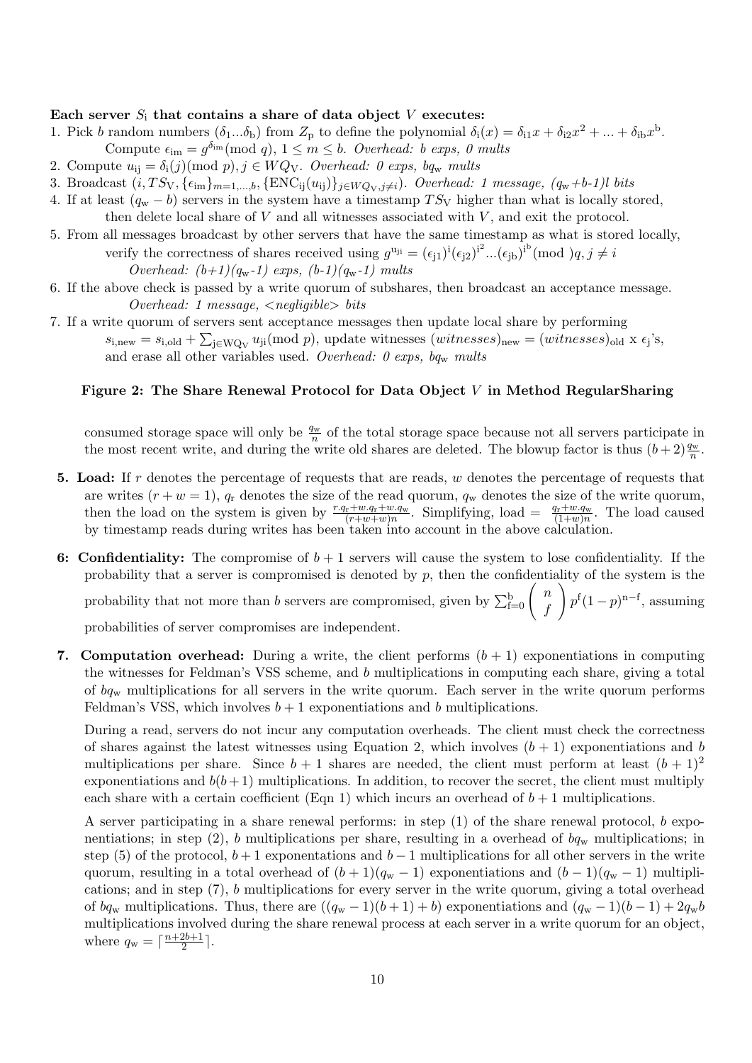**Each server $S_i$ that contains a share of data object $V$ executes:**

1. Pick $b$ random numbers $(\delta_1 ... \delta_b)$ from $Z_p$ to define the polynomial $\delta_i(x) = \delta_{i1}x + \delta_{i2}x^2 + ... + \delta_{ib}x^b$. Compute $\epsilon_{im} = g^{\delta_{im}} (\text{mod } q)$, $1 \leq m \leq b$. *Overhead: b exps, 0 mults*
2. Compute $u_{ij} = \delta_i(j) (\text{mod } p)$, $j \in WQ_V$. *Overhead: 0 exps, $bq_w$ mults*
3. Broadcast $(i, TS_V, \{\epsilon_{im}\}_{m=1,...,b}, \{\text{ENC}_{ij}(u_{ij})\}_{j \in WQ_V, j \neq i})$. *Overhead: 1 message, $(q_w+b-1)l$ bits*
4. If at least $(q_w - b)$ servers in the system have a timestamp $TS_V$ higher than what is locally stored, then delete local share of $V$ and all witnesses associated with $V$, and exit the protocol.
5. From all messages broadcast by other servers that have the same timestamp as what is stored locally, verify the correctness of shares received using $g^{u_{ji}} = (\epsilon_{j1})^i (\epsilon_{j2})^{i^2} ... (\epsilon_{jb})^{i^b} (\text{mod } )q, j \neq i$
   *Overhead: $(b+1)(q_w$-1) exps, (b-1)($q_w$-1) mults*
6. If the above check is passed by a write quorum of subshares, then broadcast an acceptance message.
   *Overhead: 1 message, <negligible> bits*
7. If a write quorum of servers sent acceptance messages then update local share by performing $s_{i,new} = s_{i,old} + \sum_{j \in WQ_V} u_{ji} (\text{mod } p)$, update witnesses $(witnesses)_{new} = (witnesses)_{old}$ x $\epsilon_j$'s, and erase all other variables used. *Overhead: 0 exps, $bq_w$ mults*

**Figure 2: The Share Renewal Protocol for Data Object $V$ in Method RegularSharing**

consumed storage space will only be $\frac{q_w}{n}$ of the total storage space because not all servers participate in the most recent write, and during the write old shares are deleted. The blowup factor is thus $(b+2)\frac{q_w}{n}$.

**5. Load:** If $r$ denotes the percentage of requests that are reads, $w$ denotes the percentage of requests that are writes $(r + w = 1)$, $q_r$ denotes the size of the read quorum, $q_w$ denotes the size of the write quorum, then the load on the system is given by $\frac{r.q_r + w.q_r + w.q_w}{(r+w+w)n}$. Simplifying, load $= \frac{q_r + w.q_w}{(1+w)n}$. The load caused by timestamp reads during writes has been taken into account in the above calculation.

**6: Confidentiality:** The compromise of $b + 1$ servers will cause the system to lose confidentiality. If the probability that a server is compromised is denoted by $p$, then the confidentiality of the system is the probability that not more than $b$ servers are compromised, given by $\sum_{f=0}^{b} \binom{n}{f} p^f (1-p)^{n-f}$, assuming probabilities of server compromises are independent.

**7. Computation overhead:** During a write, the client performs $(b + 1)$ exponentiations in computing the witnesses for Feldman's VSS scheme, and $b$ multiplications in computing each share, giving a total of $bq_w$ multiplications for all servers in the write quorum. Each server in the write quorum performs Feldman's VSS, which involves $b + 1$ exponentiations and $b$ multiplications.

During a read, servers do not incur any computation overheads. The client must check the correctness of shares against the latest witnesses using Equation 2, which involves $(b + 1)$ exponentiations and $b$ multiplications per share. Since $b + 1$ shares are needed, the client must perform at least $(b + 1)^2$ exponentiations and $b(b + 1)$ multiplications. In addition, to recover the secret, the client must multiply each share with a certain coefficient (Eqn 1) which incurs an overhead of $b + 1$ multiplications.

A server participating in a share renewal performs: in step (1) of the share renewal protocol, $b$ exponentiations; in step (2), $b$ multiplications per share, resulting in a overhead of $bq_w$ multiplications; in step (5) of the protocol, $b + 1$ exponentations and $b - 1$ multiplications for all other servers in the write quorum, resulting in a total overhead of $(b + 1)(q_w - 1)$ exponentiations and $(b - 1)(q_w - 1)$ multiplications; and in step (7), $b$ multiplications for every server in the write quorum, giving a total overhead of $bq_w$ multiplications. Thus, there are $((q_w - 1)(b + 1) + b)$ exponentiations and $(q_w - 1)(b - 1) + 2q_w b$ multiplications involved during the share renewal process at each server in a write quorum for an object, where $q_w = \lceil \frac{n+2b+1}{2} \rceil$.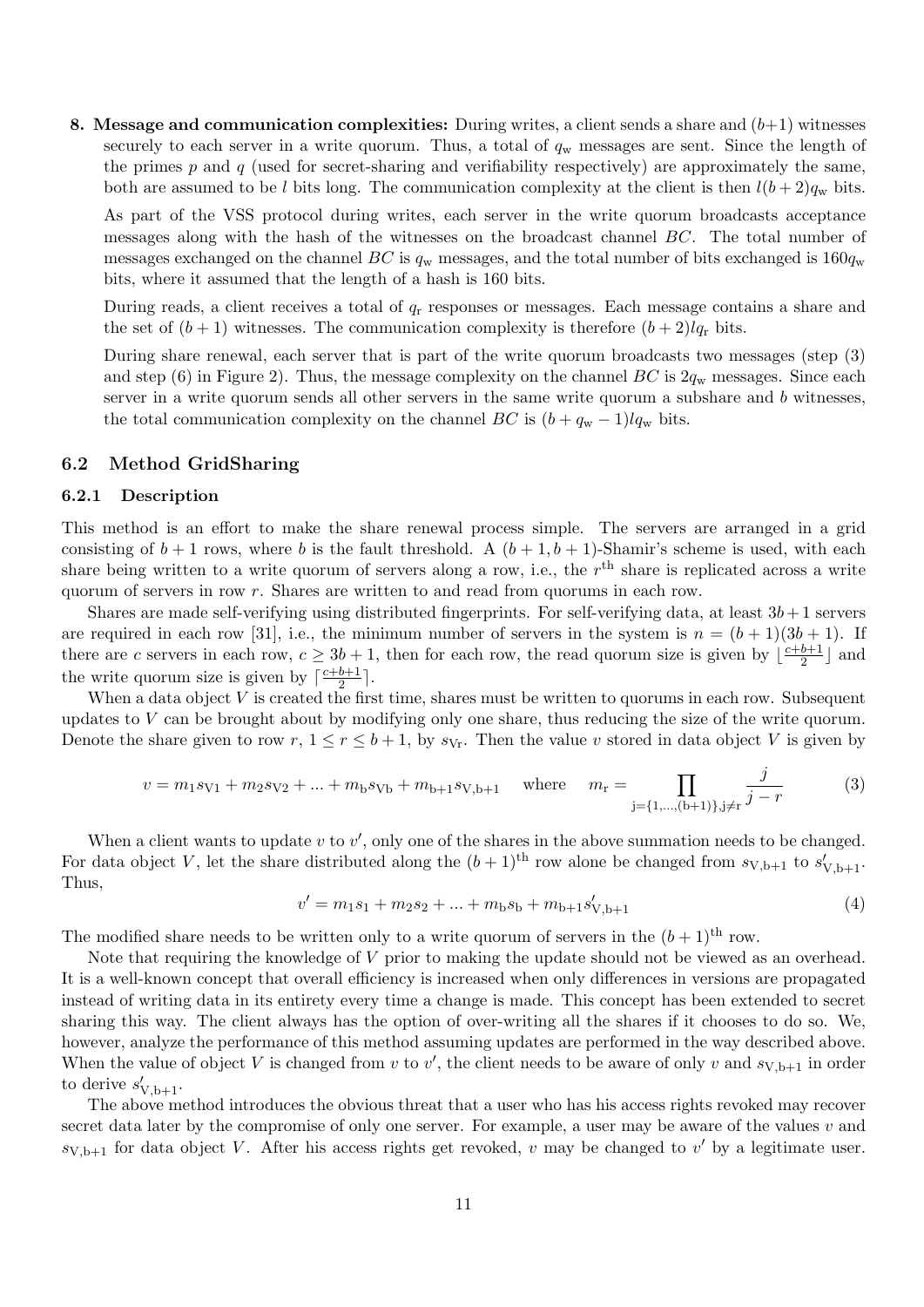8. **Message and communication complexities:** During writes, a client sends a share and $(b+1)$ witnesses securely to each server in a write quorum. Thus, a total of $q_{\mathrm{w}}$ messages are sent. Since the length of the primes $p$ and $q$ (used for secret-sharing and verifiability respectively) are approximately the same, both are assumed to be $l$ bits long. The communication complexity at the client is then $l(b+2)q_{\mathrm{w}}$ bits.

   As part of the VSS protocol during writes, each server in the write quorum broadcasts acceptance messages along with the hash of the witnesses on the broadcast channel $BC$. The total number of messages exchanged on the channel $BC$ is $q_{\mathrm{w}}$ messages, and the total number of bits exchanged is $160q_{\mathrm{w}}$ bits, where it assumed that the length of a hash is 160 bits.

   During reads, a client receives a total of $q_{\mathrm{r}}$ responses or messages. Each message contains a share and the set of $(b+1)$ witnesses. The communication complexity is therefore $(b+2)lq_{\mathrm{r}}$ bits.

   During share renewal, each server that is part of the write quorum broadcasts two messages (step (3) and step (6) in Figure 2). Thus, the message complexity on the channel $BC$ is $2q_{\mathrm{w}}$ messages. Since each server in a write quorum sends all other servers in the same write quorum a subshare and $b$ witnesses, the total communication complexity on the channel $BC$ is $(b+q_{\mathrm{w}}-1)lq_{\mathrm{w}}$ bits.

## 6.2 Method GridSharing

### 6.2.1 Description

This method is an effort to make the share renewal process simple. The servers are arranged in a grid consisting of $b+1$ rows, where $b$ is the fault threshold. A $(b+1, b+1)$-Shamir's scheme is used, with each share being written to a write quorum of servers along a row, i.e., the $r^{\mathrm{th}}$ share is replicated across a write quorum of servers in row $r$. Shares are written to and read from quorums in each row.

Shares are made self-verifying using distributed fingerprints. For self-verifying data, at least $3b+1$ servers are required in each row [31], i.e., the minimum number of servers in the system is $n=(b+1)(3b+1)$. If there are $c$ servers in each row, $c \geq 3b+1$, then for each row, the read quorum size is given by $\lfloor \frac{c+b+1}{2} \rfloor$ and the write quorum size is given by $\lceil \frac{c+b+1}{2} \rceil$.

When a data object $V$ is created the first time, shares must be written to quorums in each row. Subsequent updates to $V$ can be brought about by modifying only one share, thus reducing the size of the write quorum. Denote the share given to row $r$, $1 \leq r \leq b+1$, by $s_{\mathrm{Vr}}$. Then the value $v$ stored in data object $V$ is given by

$$v = m_1 s_{\mathrm{V1}} + m_2 s_{\mathrm{V2}} + \ldots + m_{\mathrm{b}} s_{\mathrm{Vb}} + m_{\mathrm{b+1}} s_{\mathrm{V,b+1}} \quad \text{where} \quad m_{\mathrm{r}} = \prod_{\mathrm{j}=\{1,\ldots,(b+1)\}, \mathrm{j} \neq \mathrm{r}} \frac{j}{j-r} \tag{3}$$

When a client wants to update $v$ to $v'$, only one of the shares in the above summation needs to be changed. For data object $V$, let the share distributed along the $(b+1)^{\mathrm{th}}$ row alone be changed from $s_{\mathrm{V,b+1}}$ to $s'_{\mathrm{V,b+1}}$. Thus,

$$v' = m_1 s_1 + m_2 s_2 + \ldots + m_{\mathrm{b}} s_{\mathrm{b}} + m_{\mathrm{b+1}} s'_{\mathrm{V,b+1}} \tag{4}$$

The modified share needs to be written only to a write quorum of servers in the $(b+1)^{\mathrm{th}}$ row.

Note that requiring the knowledge of $V$ prior to making the update should not be viewed as an overhead. It is a well-known concept that overall efficiency is increased when only differences in versions are propagated instead of writing data in its entirety every time a change is made. This concept has been extended to secret sharing this way. The client always has the option of over-writing all the shares if it chooses to do so. We, however, analyze the performance of this method assuming updates are performed in the way described above. When the value of object $V$ is changed from $v$ to $v'$, the client needs to be aware of only $v$ and $s_{\mathrm{V,b+1}}$ in order to derive $s'_{\mathrm{V,b+1}}$.

The above method introduces the obvious threat that a user who has his access rights revoked may recover secret data later by the compromise of only one server. For example, a user may be aware of the values $v$ and $s_{\mathrm{V,b+1}}$ for data object $V$. After his access rights get revoked, $v$ may be changed to $v'$ by a legitimate user.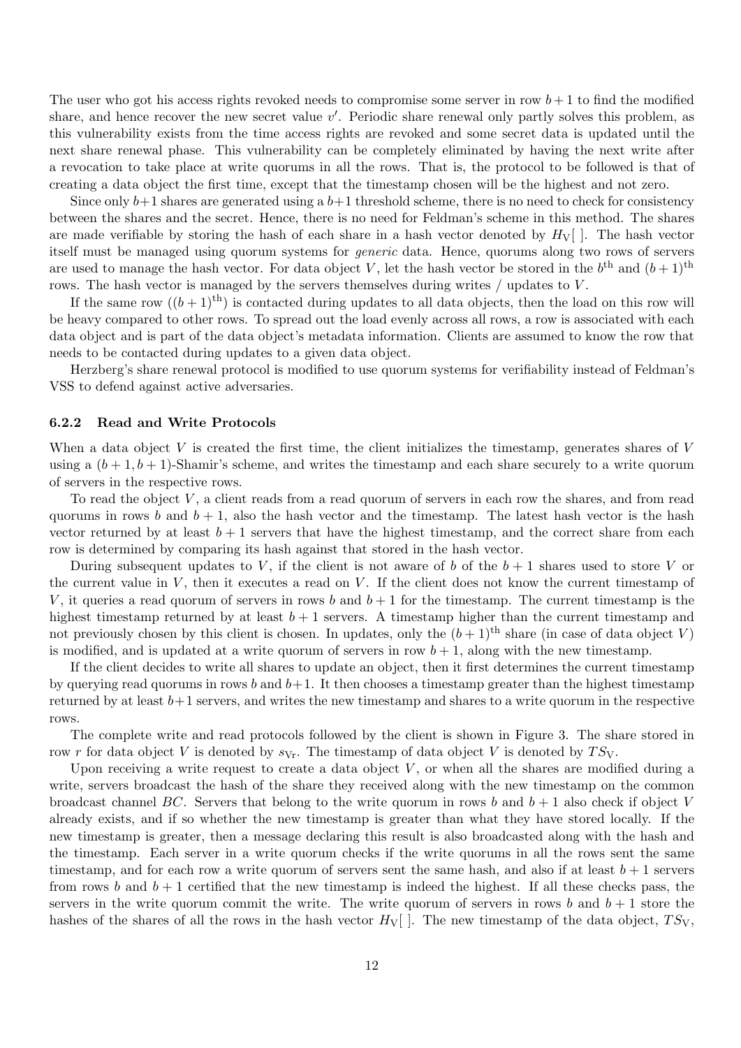The user who got his access rights revoked needs to compromise some server in row $b+1$ to find the modified share, and hence recover the new secret value $v'$. Periodic share renewal only partly solves this problem, as this vulnerability exists from the time access rights are revoked and some secret data is updated until the next share renewal phase. This vulnerability can be completely eliminated by having the next write after a revocation to take place at write quorums in all the rows. That is, the protocol to be followed is that of creating a data object the first time, except that the timestamp chosen will be the highest and not zero.

Since only $b+1$ shares are generated using a $b+1$ threshold scheme, there is no need to check for consistency between the shares and the secret. Hence, there is no need for Feldman's scheme in this method. The shares are made verifiable by storing the hash of each share in a hash vector denoted by $H_{\mathrm{V}}[\,]$. The hash vector itself must be managed using quorum systems for *generic* data. Hence, quorums along two rows of servers are used to manage the hash vector. For data object $V$, let the hash vector be stored in the $b^{\mathrm{th}}$ and $(b+1)^{\mathrm{th}}$ rows. The hash vector is managed by the servers themselves during writes / updates to $V$.

If the same row ($(b+1)^{\mathrm{th}}$) is contacted during updates to all data objects, then the load on this row will be heavy compared to other rows. To spread out the load evenly across all rows, a row is associated with each data object and is part of the data object's metadata information. Clients are assumed to know the row that needs to be contacted during updates to a given data object.

Herzberg's share renewal protocol is modified to use quorum systems for verifiability instead of Feldman's VSS to defend against active adversaries.

### 6.2.2 Read and Write Protocols

When a data object $V$ is created the first time, the client initializes the timestamp, generates shares of $V$ using a $(b+1, b+1)$-Shamir's scheme, and writes the timestamp and each share securely to a write quorum of servers in the respective rows.

To read the object $V$, a client reads from a read quorum of servers in each row the shares, and from read quorums in rows $b$ and $b+1$, also the hash vector and the timestamp. The latest hash vector is the hash vector returned by at least $b+1$ servers that have the highest timestamp, and the correct share from each row is determined by comparing its hash against that stored in the hash vector.

During subsequent updates to $V$, if the client is not aware of $b$ of the $b+1$ shares used to store $V$ or the current value in $V$, then it executes a read on $V$. If the client does not know the current timestamp of $V$, it queries a read quorum of servers in rows $b$ and $b+1$ for the timestamp. The current timestamp is the highest timestamp returned by at least $b+1$ servers. A timestamp higher than the current timestamp and not previously chosen by this client is chosen. In updates, only the $(b+1)^{\mathrm{th}}$ share (in case of data object $V$) is modified, and is updated at a write quorum of servers in row $b+1$, along with the new timestamp.

If the client decides to write all shares to update an object, then it first determines the current timestamp by querying read quorums in rows $b$ and $b+1$. It then chooses a timestamp greater than the highest timestamp returned by at least $b+1$ servers, and writes the new timestamp and shares to a write quorum in the respective rows.

The complete write and read protocols followed by the client is shown in Figure 3. The share stored in row $r$ for data object $V$ is denoted by $s_{\mathrm{V}r}$. The timestamp of data object $V$ is denoted by $TS_{\mathrm{V}}$.

Upon receiving a write request to create a data object $V$, or when all the shares are modified during a write, servers broadcast the hash of the share they received along with the new timestamp on the common broadcast channel $BC$. Servers that belong to the write quorum in rows $b$ and $b+1$ also check if object $V$ already exists, and if so whether the new timestamp is greater than what they have stored locally. If the new timestamp is greater, then a message declaring this result is also broadcasted along with the hash and the timestamp. Each server in a write quorum checks if the write quorums in all the rows sent the same timestamp, and for each row a write quorum of servers sent the same hash, and also if at least $b+1$ servers from rows $b$ and $b+1$ certified that the new timestamp is indeed the highest. If all these checks pass, the servers in the write quorum commit the write. The write quorum of servers in rows $b$ and $b+1$ store the hashes of the shares of all the rows in the hash vector $H_{\mathrm{V}}[\,]$. The new timestamp of the data object, $TS_{\mathrm{V}}$,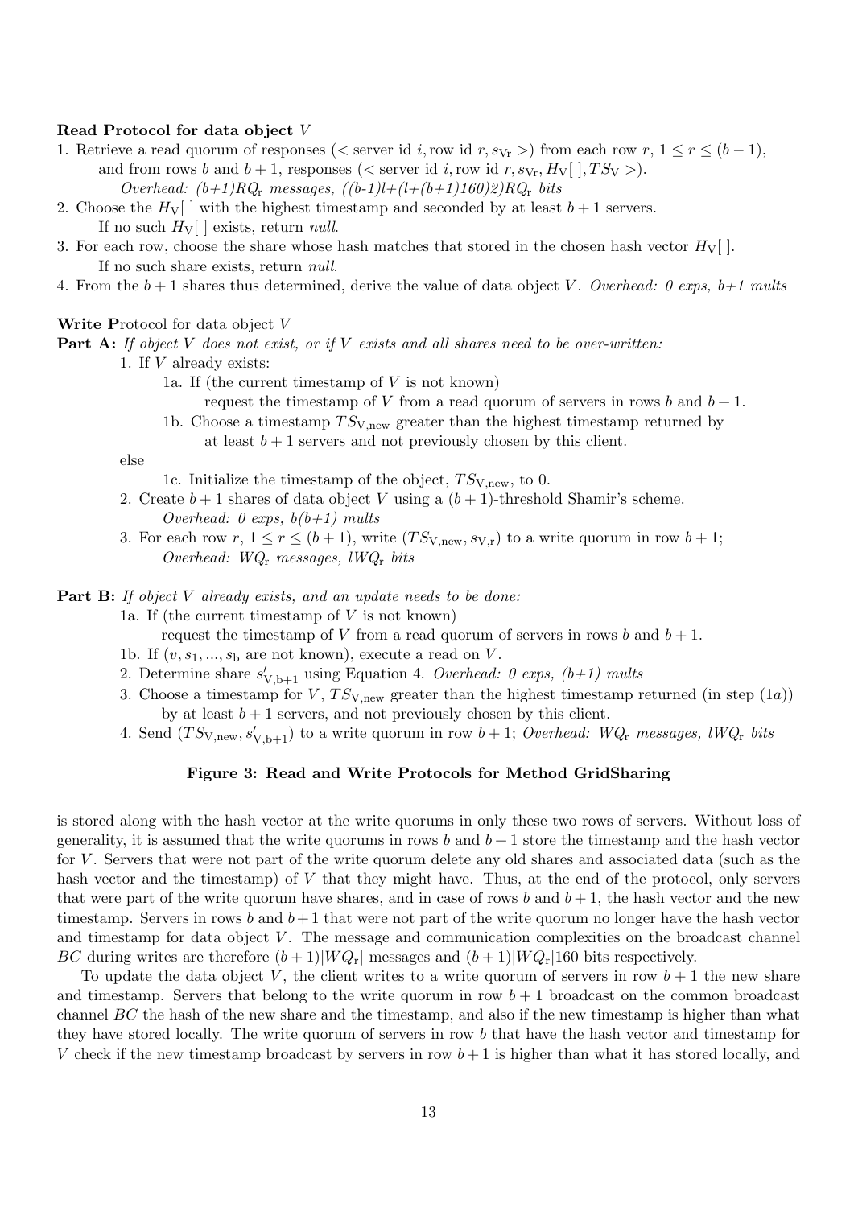**Read Protocol for data object $V$**

1. Retrieve a read quorum of responses ($<$ server id $i$, row id $r, s_{\mathrm{Vr}} >$) from each row $r$, $1 \leq r \leq (b-1)$, and from rows $b$ and $b+1$, responses ($<$ server id $i$, row id $r, s_{\mathrm{Vr}}, H_{\mathrm{V}}[\,], TS_{\mathrm{V}} >$).
   *Overhead: (b+1)$RQ_{\mathrm{r}}$ messages, ((b-1)l+(l+(b+1)160)2)$RQ_{\mathrm{r}}$ bits*
2. Choose the $H_{\mathrm{V}}[\,]$ with the highest timestamp and seconded by at least $b+1$ servers.
   If no such $H_{\mathrm{V}}[\,]$ exists, return *null*.
3. For each row, choose the share whose hash matches that stored in the chosen hash vector $H_{\mathrm{V}}[\,]$.
   If no such share exists, return *null*.
4. From the $b+1$ shares thus determined, derive the value of data object $V$. *Overhead: 0 exps, b+1 mults*

**Write P**rotocol for data object $V$

**Part A:** *If object $V$ does not exist, or if $V$ exists and all shares need to be over-written:*

1. If $V$ already exists:
   - 1a. If (the current timestamp of $V$ is not known)
     request the timestamp of $V$ from a read quorum of servers in rows $b$ and $b+1$.
   - 1b. Choose a timestamp $TS_{\mathrm{V,new}}$ greater than the highest timestamp returned by at least $b+1$ servers and not previously chosen by this client.

   else
   - 1c. Initialize the timestamp of the object, $TS_{\mathrm{V,new}}$, to 0.
2. Create $b+1$ shares of data object $V$ using a $(b+1)$-threshold Shamir's scheme.
   *Overhead: 0 exps, b(b+1) mults*
3. For each row $r$, $1 \leq r \leq (b+1)$, write $(TS_{\mathrm{V,new}}, s_{\mathrm{V,r}})$ to a write quorum in row $b+1$;
   *Overhead: $WQ_{\mathrm{r}}$ messages, l$WQ_{\mathrm{r}}$ bits*

**Part B:** *If object $V$ already exists, and an update needs to be done:*

- 1a. If (the current timestamp of $V$ is not known)
  request the timestamp of $V$ from a read quorum of servers in rows $b$ and $b+1$.
- 1b. If $(v, s_1, ..., s_{\mathrm{b}}$ are not known), execute a read on $V$.
- 2. Determine share $s'_{\mathrm{V,b+1}}$ using Equation 4. *Overhead: 0 exps, (b+1) mults*
- 3. Choose a timestamp for $V$, $TS_{\mathrm{V,new}}$ greater than the highest timestamp returned (in step (1a)) by at least $b+1$ servers, and not previously chosen by this client.
- 4. Send $(TS_{\mathrm{V,new}}, s'_{\mathrm{V,b+1}})$ to a write quorum in row $b+1$; *Overhead: $WQ_{\mathrm{r}}$ messages, l$WQ_{\mathrm{r}}$ bits*

**Figure 3: Read and Write Protocols for Method GridSharing**

is stored along with the hash vector at the write quorums in only these two rows of servers. Without loss of generality, it is assumed that the write quorums in rows $b$ and $b+1$ store the timestamp and the hash vector for $V$. Servers that were not part of the write quorum delete any old shares and associated data (such as the hash vector and the timestamp) of $V$ that they might have. Thus, at the end of the protocol, only servers that were part of the write quorum have shares, and in case of rows $b$ and $b+1$, the hash vector and the new timestamp. Servers in rows $b$ and $b+1$ that were not part of the write quorum no longer have the hash vector and timestamp for data object $V$. The message and communication complexities on the broadcast channel $BC$ during writes are therefore $(b+1)|WQ_{\mathrm{r}}|$ messages and $(b+1)|WQ_{\mathrm{r}}|160$ bits respectively.

To update the data object $V$, the client writes to a write quorum of servers in row $b+1$ the new share and timestamp. Servers that belong to the write quorum in row $b+1$ broadcast on the common broadcast channel $BC$ the hash of the new share and the timestamp, and also if the new timestamp is higher than what they have stored locally. The write quorum of servers in row $b$ that have the hash vector and timestamp for $V$ check if the new timestamp broadcast by servers in row $b+1$ is higher than what it has stored locally, and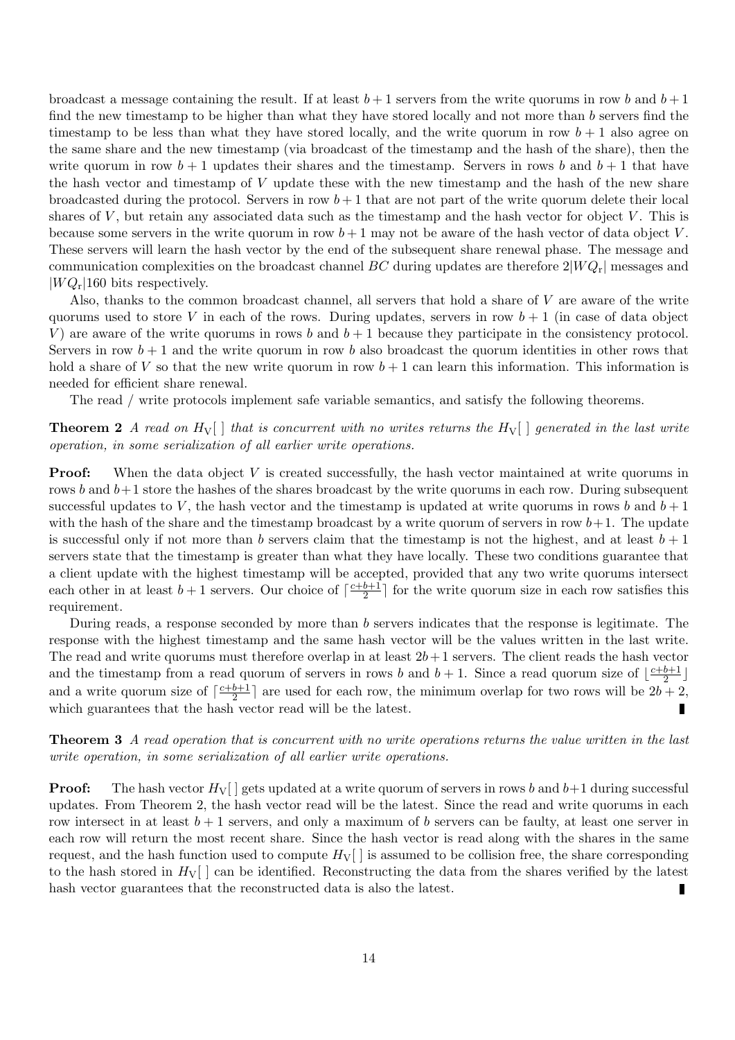broadcast a message containing the result. If at least $b+1$ servers from the write quorums in row $b$ and $b+1$ find the new timestamp to be higher than what they have stored locally and not more than $b$ servers find the timestamp to be less than what they have stored locally, and the write quorum in row $b+1$ also agree on the same share and the new timestamp (via broadcast of the timestamp and the hash of the share), then the write quorum in row $b+1$ updates their shares and the timestamp. Servers in rows $b$ and $b+1$ that have the hash vector and timestamp of $V$ update these with the new timestamp and the hash of the new share broadcasted during the protocol. Servers in row $b+1$ that are not part of the write quorum delete their local shares of $V$, but retain any associated data such as the timestamp and the hash vector for object $V$. This is because some servers in the write quorum in row $b+1$ may not be aware of the hash vector of data object $V$. These servers will learn the hash vector by the end of the subsequent share renewal phase. The message and communication complexities on the broadcast channel $BC$ during updates are therefore $2|WQ_r|$ messages and $|WQ_r|160$ bits respectively.

Also, thanks to the common broadcast channel, all servers that hold a share of $V$ are aware of the write quorums used to store $V$ in each of the rows. During updates, servers in row $b+1$ (in case of data object $V$) are aware of the write quorums in rows $b$ and $b+1$ because they participate in the consistency protocol. Servers in row $b+1$ and the write quorum in row $b$ also broadcast the quorum identities in other rows that hold a share of $V$ so that the new write quorum in row $b+1$ can learn this information. This information is needed for efficient share renewal.

The read / write protocols implement safe variable semantics, and satisfy the following theorems.

**Theorem 2** *A read on $H_V[\,]$ that is concurrent with no writes returns the $H_V[\,]$ generated in the last write operation, in some serialization of all earlier write operations.*

**Proof:** When the data object $V$ is created successfully, the hash vector maintained at write quorums in rows $b$ and $b+1$ store the hashes of the shares broadcast by the write quorums in each row. During subsequent successful updates to $V$, the hash vector and the timestamp is updated at write quorums in rows $b$ and $b+1$ with the hash of the share and the timestamp broadcast by a write quorum of servers in row $b+1$. The update is successful only if not more than $b$ servers claim that the timestamp is not the highest, and at least $b+1$ servers state that the timestamp is greater than what they have locally. These two conditions guarantee that a client update with the highest timestamp will be accepted, provided that any two write quorums intersect each other in at least $b+1$ servers. Our choice of $\lceil \frac{c+b+1}{2} \rceil$ for the write quorum size in each row satisfies this requirement.

During reads, a response seconded by more than $b$ servers indicates that the response is legitimate. The response with the highest timestamp and the same hash vector will be the values written in the last write. The read and write quorums must therefore overlap in at least $2b+1$ servers. The client reads the hash vector and the timestamp from a read quorum of servers in rows $b$ and $b+1$. Since a read quorum size of $\lfloor \frac{c+b+1}{2} \rfloor$ and a write quorum size of $\lceil \frac{c+b+1}{2} \rceil$ are used for each row, the minimum overlap for two rows will be $2b+2$, which guarantees that the hash vector read will be the latest. ∎

**Theorem 3** *A read operation that is concurrent with no write operations returns the value written in the last write operation, in some serialization of all earlier write operations.*

**Proof:** The hash vector $H_V[\,]$ gets updated at a write quorum of servers in rows $b$ and $b+1$ during successful updates. From Theorem 2, the hash vector read will be the latest. Since the read and write quorums in each row intersect in at least $b+1$ servers, and only a maximum of $b$ servers can be faulty, at least one server in each row will return the most recent share. Since the hash vector is read along with the shares in the same request, and the hash function used to compute $H_V[\,]$ is assumed to be collision free, the share corresponding to the hash stored in $H_V[\,]$ can be identified. Reconstructing the data from the shares verified by the latest hash vector guarantees that the reconstructed data is also the latest. ∎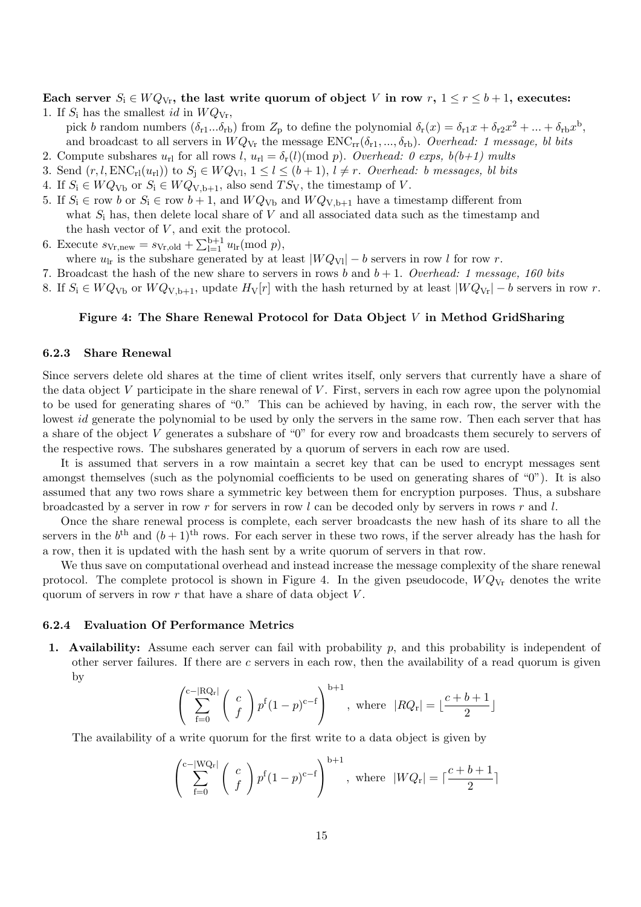**Each server $S_i \in WQ_{Vr}$, the last write quorum of object $V$ in row $r$, $1 \le r \le b+1$, executes:**

1. If $S_i$ has the smallest *id* in $WQ_{Vr}$,
   pick $b$ random numbers $(\delta_{r1}...\delta_{rb})$ from $Z_p$ to define the polynomial $\delta_r(x) = \delta_{r1}x + \delta_{r2}x^2 + ... + \delta_{rb}x^b$, and broadcast to all servers in $WQ_{Vr}$ the message $\text{ENC}_{rr}(\delta_{r1}, ..., \delta_{rb})$. *Overhead: 1 message, bl bits*
2. Compute subshares $u_{rl}$ for all rows $l$, $u_{rl} = \delta_r(l) (\text{mod } p)$. *Overhead: 0 exps, b(b+1) mults*
3. Send $(r, l, \text{ENC}_{rl}(u_{rl}))$ to $S_j \in WQ_{Vl}$, $1 \le l \le (b+1)$, $l \ne r$. *Overhead: b messages, bl bits*
4. If $S_i \in WQ_{Vb}$ or $S_i \in WQ_{V,b+1}$, also send $TS_V$, the timestamp of $V$.
5. If $S_i \in$ row $b$ or $S_i \in$ row $b+1$, and $WQ_{Vb}$ and $WQ_{V,b+1}$ have a timestamp different from what $S_i$ has, then delete local share of $V$ and all associated data such as the timestamp and the hash vector of $V$, and exit the protocol.
6. Execute $s_{Vr,new} = s_{Vr,old} + \sum_{l=1}^{b+1} u_{lr} (\text{mod } p)$,
   where $u_{lr}$ is the subshare generated by at least $|WQ_{Vl}| - b$ servers in row $l$ for row $r$.
7. Broadcast the hash of the new share to servers in rows $b$ and $b+1$. *Overhead: 1 message, 160 bits*
8. If $S_i \in WQ_{Vb}$ or $WQ_{V,b+1}$, update $H_V[r]$ with the hash returned by at least $|WQ_{Vr}| - b$ servers in row $r$.

**Figure 4: The Share Renewal Protocol for Data Object $V$ in Method GridSharing**

### 6.2.3 Share Renewal

Since servers delete old shares at the time of client writes itself, only servers that currently have a share of the data object $V$ participate in the share renewal of $V$. First, servers in each row agree upon the polynomial to be used for generating shares of "0." This can be achieved by having, in each row, the server with the lowest *id* generate the polynomial to be used by only the servers in the same row. Then each server that has a share of the object $V$ generates a subshare of "0" for every row and broadcasts them securely to servers of the respective rows. The subshares generated by a quorum of servers in each row are used.

It is assumed that servers in a row maintain a secret key that can be used to encrypt messages sent amongst themselves (such as the polynomial coefficients to be used on generating shares of "0"). It is also assumed that any two rows share a symmetric key between them for encryption purposes. Thus, a subshare broadcasted by a server in row $r$ for servers in row $l$ can be decoded only by servers in rows $r$ and $l$.

Once the share renewal process is complete, each server broadcasts the new hash of its share to all the servers in the $b^{th}$ and $(b+1)^{th}$ rows. For each server in these two rows, if the server already has the hash for a row, then it is updated with the hash sent by a write quorum of servers in that row.

We thus save on computational overhead and instead increase the message complexity of the share renewal protocol. The complete protocol is shown in Figure 4. In the given pseudocode, $WQ_{Vr}$ denotes the write quorum of servers in row $r$ that have a share of data object $V$.

### 6.2.4 Evaluation Of Performance Metrics

1. **Availability:** Assume each server can fail with probability $p$, and this probability is independent of other server failures. If there are $c$ servers in each row, then the availability of a read quorum is given by

$$\left( \sum_{f=0}^{c-|RQ_r|} \binom{c}{f} p^f (1-p)^{c-f} \right)^{b+1}, \text{ where } |RQ_r| = \lfloor \frac{c+b+1}{2} \rfloor$$

   The availability of a write quorum for the first write to a data object is given by

$$\left( \sum_{f=0}^{c-|WQ_r|} \binom{c}{f} p^f (1-p)^{c-f} \right)^{b+1}, \text{ where } |WQ_r| = \lceil \frac{c+b+1}{2} \rceil$$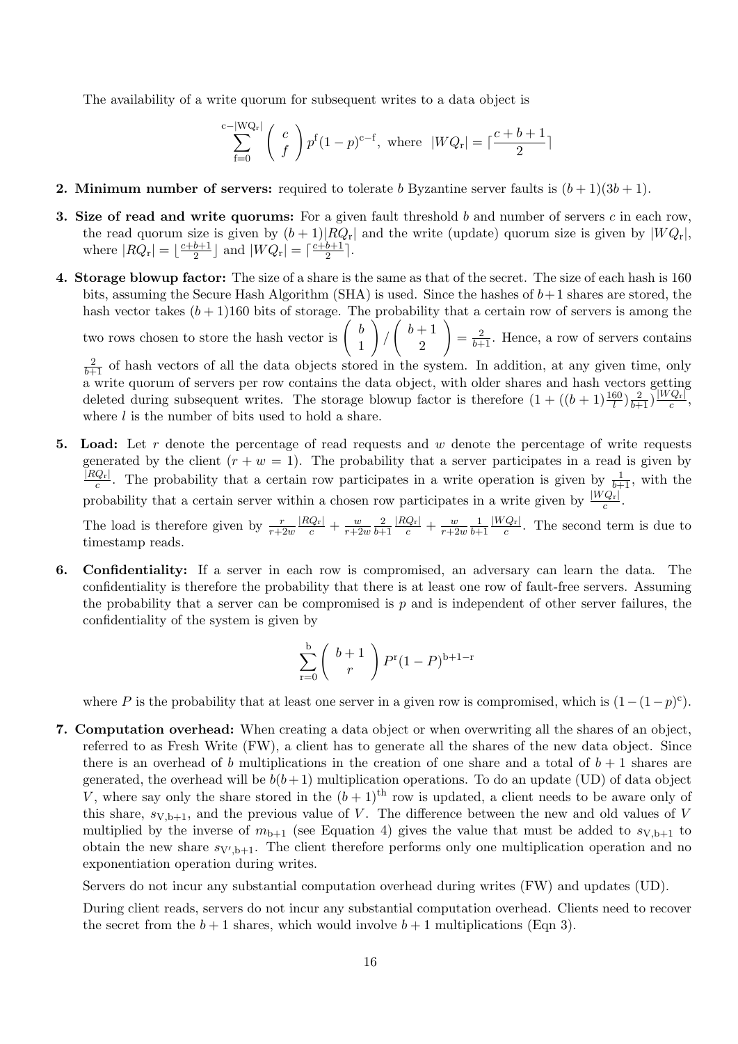The availability of a write quorum for subsequent writes to a data object is

$$\sum_{\mathrm{f=0}}^{\mathrm{c-|WQ_r|}} \binom{c}{f} p^{\mathrm{f}}(1-p)^{\mathrm{c-f}}, \text{ where } |WQ_{\mathrm{r}}| = \lceil \frac{c+b+1}{2} \rceil$$

2. **Minimum number of servers:** required to tolerate $b$ Byzantine server faults is $(b+1)(3b+1)$.

3. **Size of read and write quorums:** For a given fault threshold $b$ and number of servers $c$ in each row, the read quorum size is given by $(b+1)|RQ_{\mathrm{r}}|$ and the write (update) quorum size is given by $|WQ_{\mathrm{r}}|$, where $|RQ_{\mathrm{r}}| = \lfloor \frac{c+b+1}{2} \rfloor$ and $|WQ_{\mathrm{r}}| = \lceil \frac{c+b+1}{2} \rceil$.

4. **Storage blowup factor:** The size of a share is the same as that of the secret. The size of each hash is 160 bits, assuming the Secure Hash Algorithm (SHA) is used. Since the hashes of $b+1$ shares are stored, the hash vector takes $(b+1)160$ bits of storage. The probability that a certain row of servers is among the two rows chosen to store the hash vector is $\binom{b}{1} / \binom{b+1}{2} = \frac{2}{b+1}$. Hence, a row of servers contains $\frac{2}{b+1}$ of hash vectors of all the data objects stored in the system. In addition, at any given time, only a write quorum of servers per row contains the data object, with older shares and hash vectors getting deleted during subsequent writes. The storage blowup factor is therefore $(1 + ((b+1)\frac{160}{l})\frac{2}{b+1})\frac{|WQ_{\mathrm{r}}|}{c}$, where $l$ is the number of bits used to hold a share.

5. **Load:** Let $r$ denote the percentage of read requests and $w$ denote the percentage of write requests generated by the client ($r + w = 1$). The probability that a server participates in a read is given by $\frac{|RQ_{\mathrm{r}}|}{c}$. The probability that a certain row participates in a write operation is given by $\frac{1}{b+1}$, with the probability that a certain server within a chosen row participates in a write given by $\frac{|WQ_{\mathrm{r}}|}{c}$.

   The load is therefore given by $\frac{r}{r+2w}\frac{|RQ_{\mathrm{r}}|}{c} + \frac{w}{r+2w}\frac{2}{b+1}\frac{|RQ_{\mathrm{r}}|}{c} + \frac{w}{r+2w}\frac{1}{b+1}\frac{|WQ_{\mathrm{r}}|}{c}$. The second term is due to timestamp reads.

6. **Confidentiality:** If a server in each row is compromised, an adversary can learn the data. The confidentiality is therefore the probability that there is at least one row of fault-free servers. Assuming the probability that a server can be compromised is $p$ and is independent of other server failures, the confidentiality of the system is given by

$$\sum_{\mathrm{r=0}}^{\mathrm{b}} \binom{b+1}{r} P^{\mathrm{r}}(1-P)^{\mathrm{b+1-r}}$$

   where $P$ is the probability that at least one server in a given row is compromised, which is $(1-(1-p)^{\mathrm{c}})$.

7. **Computation overhead:** When creating a data object or when overwriting all the shares of an object, referred to as Fresh Write (FW), a client has to generate all the shares of the new data object. Since there is an overhead of $b$ multiplications in the creation of one share and a total of $b+1$ shares are generated, the overhead will be $b(b+1)$ multiplication operations. To do an update (UD) of data object $V$, where say only the share stored in the $(b+1)^{\mathrm{th}}$ row is updated, a client needs to be aware only of this share, $s_{\mathrm{V,b+1}}$, and the previous value of $V$. The difference between the new and old values of $V$ multiplied by the inverse of $m_{\mathrm{b+1}}$ (see Equation 4) gives the value that must be added to $s_{\mathrm{V,b+1}}$ to obtain the new share $s_{\mathrm{V',b+1}}$. The client therefore performs only one multiplication operation and no exponentiation operation during writes.

   Servers do not incur any substantial computation overhead during writes (FW) and updates (UD).

   During client reads, servers do not incur any substantial computation overhead. Clients need to recover the secret from the $b+1$ shares, which would involve $b+1$ multiplications (Eqn 3).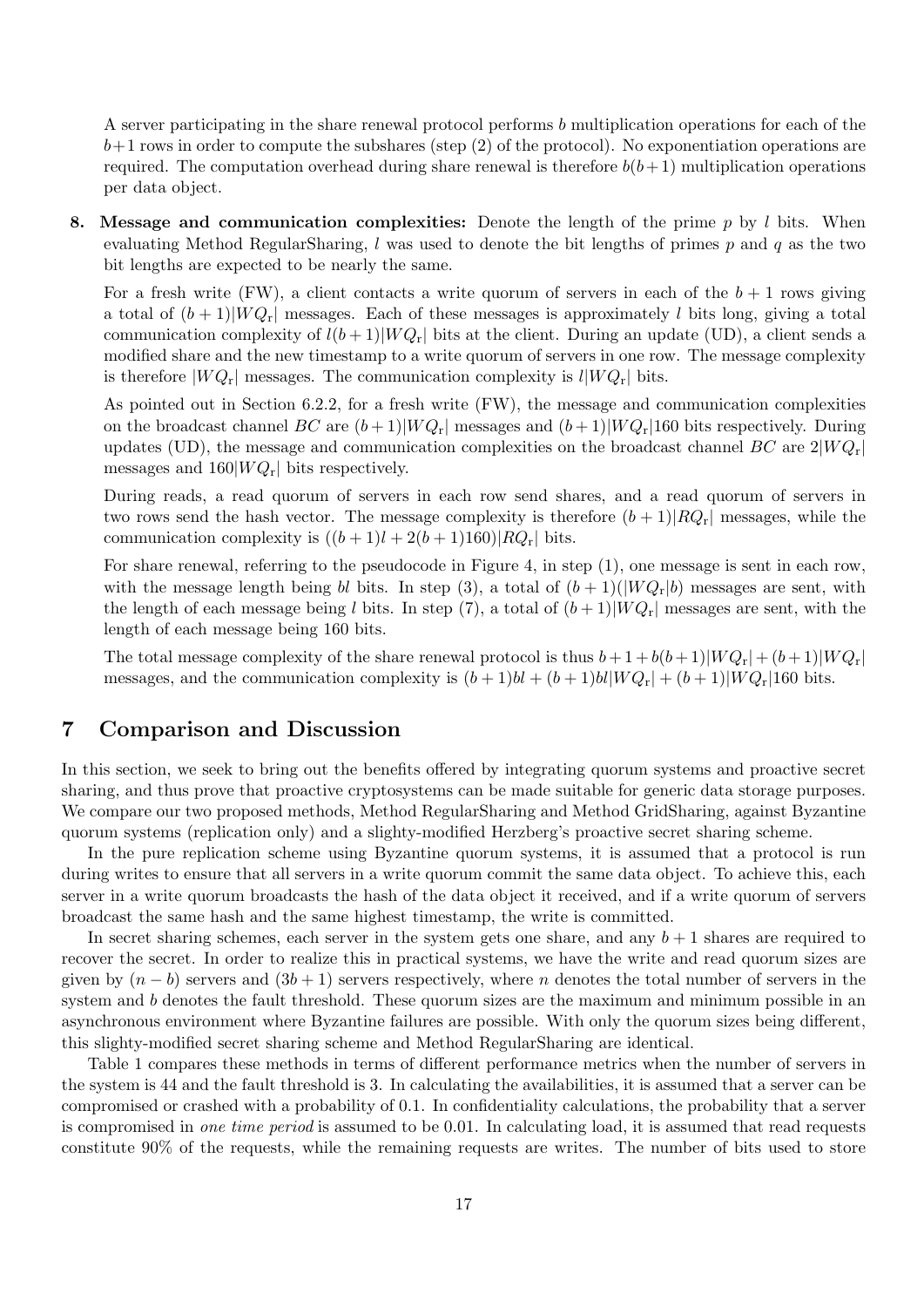A server participating in the share renewal protocol performs $b$ multiplication operations for each of the $b+1$ rows in order to compute the subshares (step (2) of the protocol). No exponentiation operations are required. The computation overhead during share renewal is therefore $b(b+1)$ multiplication operations per data object.

8. **Message and communication complexities:** Denote the length of the prime $p$ by $l$ bits. When evaluating Method RegularSharing, $l$ was used to denote the bit lengths of primes $p$ and $q$ as the two bit lengths are expected to be nearly the same.

   For a fresh write (FW), a client contacts a write quorum of servers in each of the $b+1$ rows giving a total of $(b+1)|WQ_{\mathrm{r}}|$ messages. Each of these messages is approximately $l$ bits long, giving a total communication complexity of $l(b+1)|WQ_{\mathrm{r}}|$ bits at the client. During an update (UD), a client sends a modified share and the new timestamp to a write quorum of servers in one row. The message complexity is therefore $|WQ_{\mathrm{r}}|$ messages. The communication complexity is $l|WQ_{\mathrm{r}}|$ bits.

   As pointed out in Section 6.2.2, for a fresh write (FW), the message and communication complexities on the broadcast channel $BC$ are $(b+1)|WQ_{\mathrm{r}}|$ messages and $(b+1)|WQ_{\mathrm{r}}|160$ bits respectively. During updates (UD), the message and communication complexities on the broadcast channel $BC$ are $2|WQ_{\mathrm{r}}|$ messages and $160|WQ_{\mathrm{r}}|$ bits respectively.

   During reads, a read quorum of servers in each row send shares, and a read quorum of servers in two rows send the hash vector. The message complexity is therefore $(b+1)|RQ_{\mathrm{r}}|$ messages, while the communication complexity is $((b+1)l + 2(b+1)160)|RQ_{\mathrm{r}}|$ bits.

   For share renewal, referring to the pseudocode in Figure 4, in step (1), one message is sent in each row, with the message length being $bl$ bits. In step (3), a total of $(b+1)(|WQ_{\mathrm{r}}|b)$ messages are sent, with the length of each message being $l$ bits. In step (7), a total of $(b+1)|WQ_{\mathrm{r}}|$ messages are sent, with the length of each message being 160 bits.

   The total message complexity of the share renewal protocol is thus $b+1+b(b+1)|WQ_{\mathrm{r}}|+(b+1)|WQ_{\mathrm{r}}|$ messages, and the communication complexity is $(b+1)bl + (b+1)bl|WQ_{\mathrm{r}}| + (b+1)|WQ_{\mathrm{r}}|160$ bits.

# 7 Comparison and Discussion

In this section, we seek to bring out the benefits offered by integrating quorum systems and proactive secret sharing, and thus prove that proactive cryptosystems can be made suitable for generic data storage purposes. We compare our two proposed methods, Method RegularSharing and Method GridSharing, against Byzantine quorum systems (replication only) and a slighty-modified Herzberg's proactive secret sharing scheme.

In the pure replication scheme using Byzantine quorum systems, it is assumed that a protocol is run during writes to ensure that all servers in a write quorum commit the same data object. To achieve this, each server in a write quorum broadcasts the hash of the data object it received, and if a write quorum of servers broadcast the same hash and the same highest timestamp, the write is committed.

In secret sharing schemes, each server in the system gets one share, and any $b+1$ shares are required to recover the secret. In order to realize this in practical systems, we have the write and read quorum sizes are given by $(n-b)$ servers and $(3b+1)$ servers respectively, where $n$ denotes the total number of servers in the system and $b$ denotes the fault threshold. These quorum sizes are the maximum and minimum possible in an asynchronous environment where Byzantine failures are possible. With only the quorum sizes being different, this slighty-modified secret sharing scheme and Method RegularSharing are identical.

Table 1 compares these methods in terms of different performance metrics when the number of servers in the system is 44 and the fault threshold is 3. In calculating the availabilities, it is assumed that a server can be compromised or crashed with a probability of 0.1. In confidentiality calculations, the probability that a server is compromised in *one time period* is assumed to be 0.01. In calculating load, it is assumed that read requests constitute 90% of the requests, while the remaining requests are writes. The number of bits used to store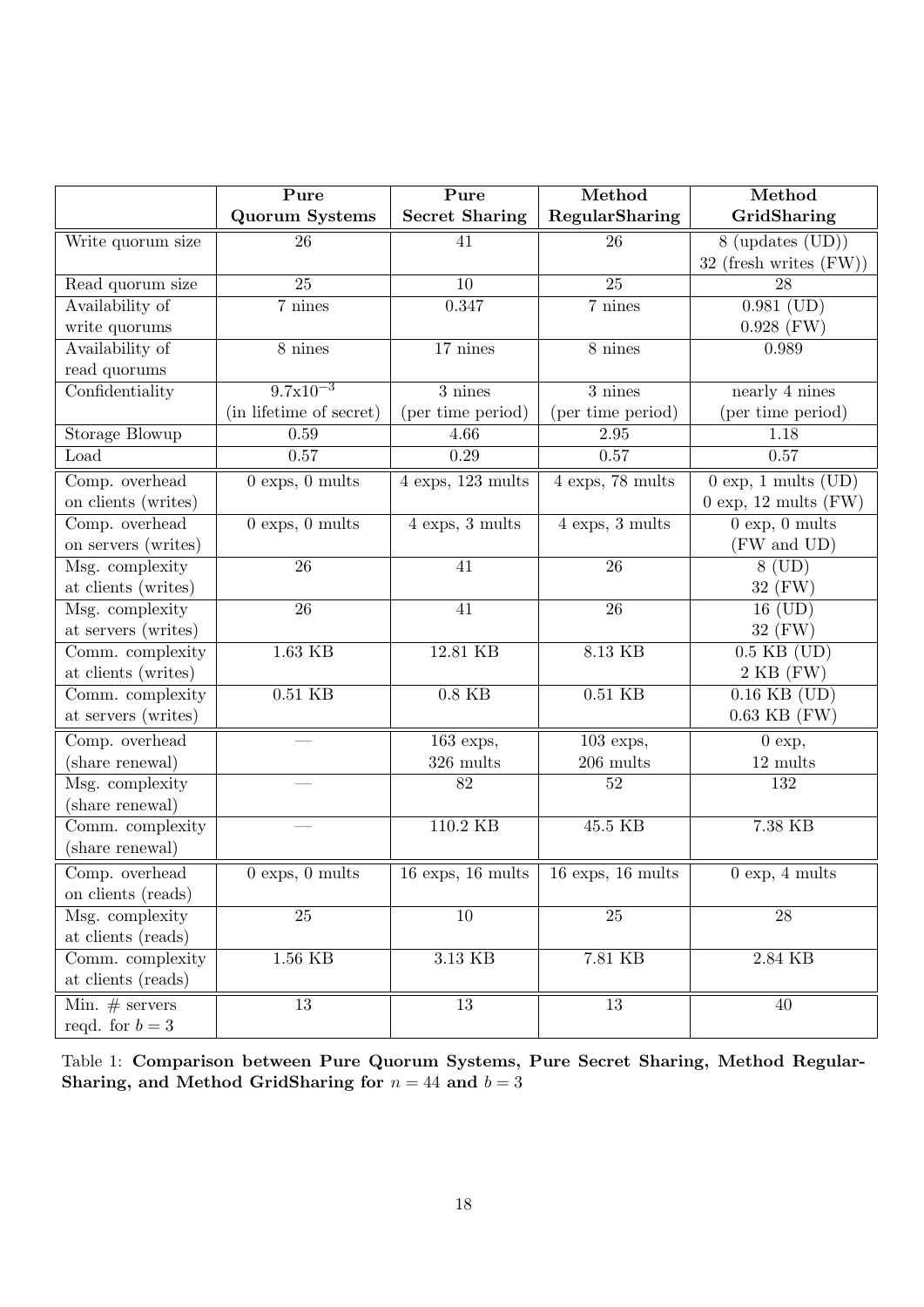| | **Pure Quorum Systems** | **Pure Secret Sharing** | **Method RegularSharing** | **Method GridSharing** |
|---|---|---|---|---|
| Write quorum size | 26 | 41 | 26 | 8 (updates (UD)) 32 (fresh writes (FW)) |
| Read quorum size | 25 | 10 | 25 | 28 |
| Availability of write quorums | 7 nines | 0.347 | 7 nines | 0.981 (UD) 0.928 (FW) |
| Availability of read quorums | 8 nines | 17 nines | 8 nines | 0.989 |
| Confidentiality | $9.7\text{x}10^{-3}$ (in lifetime of secret) | 3 nines (per time period) | 3 nines (per time period) | nearly 4 nines (per time period) |
| Storage Blowup | 0.59 | 4.66 | 2.95 | 1.18 |
| Load | 0.57 | 0.29 | 0.57 | 0.57 |
| Comp. overhead on clients (writes) | 0 exps, 0 mults | 4 exps, 123 mults | 4 exps, 78 mults | 0 exp, 1 mults (UD) 0 exp, 12 mults (FW) |
| Comp. overhead on servers (writes) | 0 exps, 0 mults | 4 exps, 3 mults | 4 exps, 3 mults | 0 exp, 0 mults (FW and UD) |
| Msg. complexity at clients (writes) | 26 | 41 | 26 | 8 (UD) 32 (FW) |
| Msg. complexity at servers (writes) | 26 | 41 | 26 | 16 (UD) 32 (FW) |
| Comm. complexity at clients (writes) | 1.63 KB | 12.81 KB | 8.13 KB | 0.5 KB (UD) 2 KB (FW) |
| Comm. complexity at servers (writes) | 0.51 KB | 0.8 KB | 0.51 KB | 0.16 KB (UD) 0.63 KB (FW) |
| Comp. overhead (share renewal) | — | 163 exps, 326 mults | 103 exps, 206 mults | 0 exp, 12 mults |
| Msg. complexity (share renewal) | — | 82 | 52 | 132 |
| Comm. complexity (share renewal) | — | 110.2 KB | 45.5 KB | 7.38 KB |
| Comp. overhead on clients (reads) | 0 exps, 0 mults | 16 exps, 16 mults | 16 exps, 16 mults | 0 exp, 4 mults |
| Msg. complexity at clients (reads) | 25 | 10 | 25 | 28 |
| Comm. complexity at clients (reads) | 1.56 KB | 3.13 KB | 7.81 KB | 2.84 KB |
| Min. # servers reqd. for $b = 3$ | 13 | 13 | 13 | 40 |

Table 1: **Comparison between Pure Quorum Systems, Pure Secret Sharing, Method RegularSharing, and Method GridSharing for** $n = 44$ **and** $b = 3$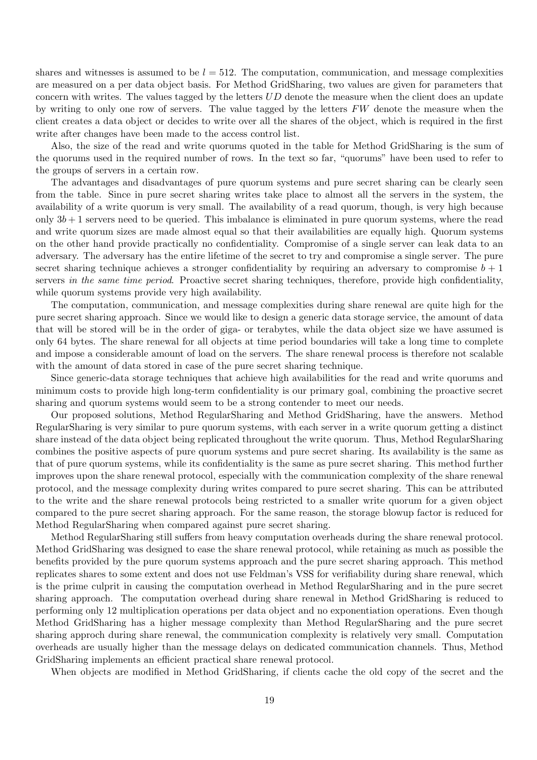shares and witnesses is assumed to be $l = 512$. The computation, communication, and message complexities are measured on a per data object basis. For Method GridSharing, two values are given for parameters that concern with writes. The values tagged by the letters $UD$ denote the measure when the client does an update by writing to only one row of servers. The value tagged by the letters $FW$ denote the measure when the client creates a data object or decides to write over all the shares of the object, which is required in the first write after changes have been made to the access control list.

Also, the size of the read and write quorums quoted in the table for Method GridSharing is the sum of the quorums used in the required number of rows. In the text so far, "quorums" have been used to refer to the groups of servers in a certain row.

The advantages and disadvantages of pure quorum systems and pure secret sharing can be clearly seen from the table. Since in pure secret sharing writes take place to almost all the servers in the system, the availability of a write quorum is very small. The availability of a read quorum, though, is very high because only $3b + 1$ servers need to be queried. This imbalance is eliminated in pure quorum systems, where the read and write quorum sizes are made almost equal so that their availabilities are equally high. Quorum systems on the other hand provide practically no confidentiality. Compromise of a single server can leak data to an adversary. The adversary has the entire lifetime of the secret to try and compromise a single server. The pure secret sharing technique achieves a stronger confidentiality by requiring an adversary to compromise $b + 1$ servers *in the same time period*. Proactive secret sharing techniques, therefore, provide high confidentiality, while quorum systems provide very high availability.

The computation, communication, and message complexities during share renewal are quite high for the pure secret sharing approach. Since we would like to design a generic data storage service, the amount of data that will be stored will be in the order of giga- or terabytes, while the data object size we have assumed is only 64 bytes. The share renewal for all objects at time period boundaries will take a long time to complete and impose a considerable amount of load on the servers. The share renewal process is therefore not scalable with the amount of data stored in case of the pure secret sharing technique.

Since generic-data storage techniques that achieve high availabilities for the read and write quorums and minimum costs to provide high long-term confidentiality is our primary goal, combining the proactive secret sharing and quorum systems would seem to be a strong contender to meet our needs.

Our proposed solutions, Method RegularSharing and Method GridSharing, have the answers. Method RegularSharing is very similar to pure quorum systems, with each server in a write quorum getting a distinct share instead of the data object being replicated throughout the write quorum. Thus, Method RegularSharing combines the positive aspects of pure quorum systems and pure secret sharing. Its availability is the same as that of pure quorum systems, while its confidentiality is the same as pure secret sharing. This method further improves upon the share renewal protocol, especially with the communication complexity of the share renewal protocol, and the message complexity during writes compared to pure secret sharing. This can be attributed to the write and the share renewal protocols being restricted to a smaller write quorum for a given object compared to the pure secret sharing approach. For the same reason, the storage blowup factor is reduced for Method RegularSharing when compared against pure secret sharing.

Method RegularSharing still suffers from heavy computation overheads during the share renewal protocol. Method GridSharing was designed to ease the share renewal protocol, while retaining as much as possible the benefits provided by the pure quorum systems approach and the pure secret sharing approach. This method replicates shares to some extent and does not use Feldman's VSS for verifiability during share renewal, which is the prime culprit in causing the computation overhead in Method RegularSharing and in the pure secret sharing approach. The computation overhead during share renewal in Method GridSharing is reduced to performing only 12 multiplication operations per data object and no exponentiation operations. Even though Method GridSharing has a higher message complexity than Method RegularSharing and the pure secret sharing approch during share renewal, the communication complexity is relatively very small. Computation overheads are usually higher than the message delays on dedicated communication channels. Thus, Method GridSharing implements an efficient practical share renewal protocol.

When objects are modified in Method GridSharing, if clients cache the old copy of the secret and the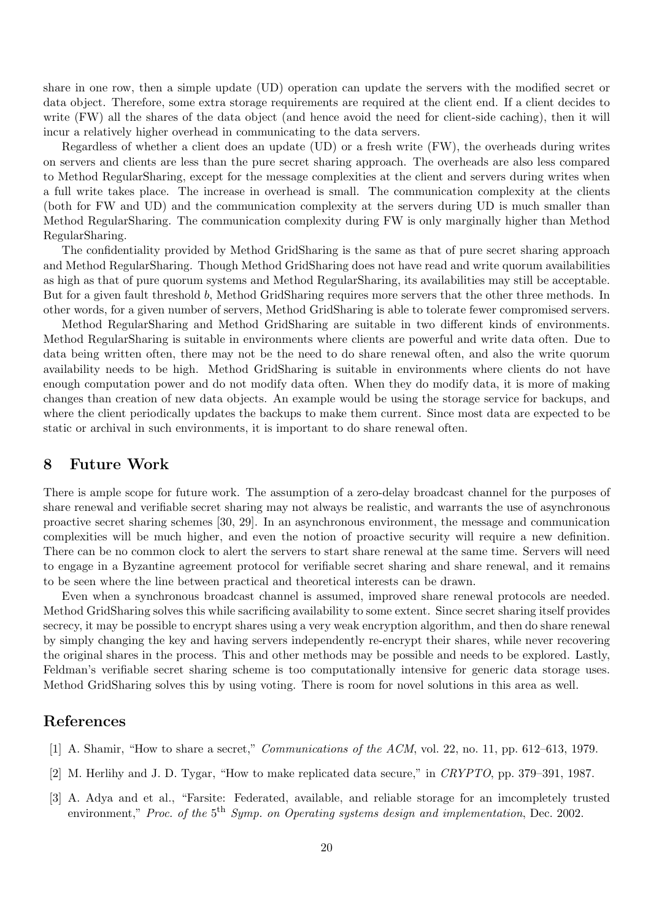share in one row, then a simple update (UD) operation can update the servers with the modified secret or data object. Therefore, some extra storage requirements are required at the client end. If a client decides to write (FW) all the shares of the data object (and hence avoid the need for client-side caching), then it will incur a relatively higher overhead in communicating to the data servers.

Regardless of whether a client does an update (UD) or a fresh write (FW), the overheads during writes on servers and clients are less than the pure secret sharing approach. The overheads are also less compared to Method RegularSharing, except for the message complexities at the client and servers during writes when a full write takes place. The increase in overhead is small. The communication complexity at the clients (both for FW and UD) and the communication complexity at the servers during UD is much smaller than Method RegularSharing. The communication complexity during FW is only marginally higher than Method RegularSharing.

The confidentiality provided by Method GridSharing is the same as that of pure secret sharing approach and Method RegularSharing. Though Method GridSharing does not have read and write quorum availabilities as high as that of pure quorum systems and Method RegularSharing, its availabilities may still be acceptable. But for a given fault threshold $b$, Method GridSharing requires more servers that the other three methods. In other words, for a given number of servers, Method GridSharing is able to tolerate fewer compromised servers.

Method RegularSharing and Method GridSharing are suitable in two different kinds of environments. Method RegularSharing is suitable in environments where clients are powerful and write data often. Due to data being written often, there may not be the need to do share renewal often, and also the write quorum availability needs to be high. Method GridSharing is suitable in environments where clients do not have enough computation power and do not modify data often. When they do modify data, it is more of making changes than creation of new data objects. An example would be using the storage service for backups, and where the client periodically updates the backups to make them current. Since most data are expected to be static or archival in such environments, it is important to do share renewal often.

## 8 Future Work

There is ample scope for future work. The assumption of a zero-delay broadcast channel for the purposes of share renewal and verifiable secret sharing may not always be realistic, and warrants the use of asynchronous proactive secret sharing schemes [30, 29]. In an asynchronous environment, the message and communication complexities will be much higher, and even the notion of proactive security will require a new definition. There can be no common clock to alert the servers to start share renewal at the same time. Servers will need to engage in a Byzantine agreement protocol for verifiable secret sharing and share renewal, and it remains to be seen where the line between practical and theoretical interests can be drawn.

Even when a synchronous broadcast channel is assumed, improved share renewal protocols are needed. Method GridSharing solves this while sacrificing availability to some extent. Since secret sharing itself provides secrecy, it may be possible to encrypt shares using a very weak encryption algorithm, and then do share renewal by simply changing the key and having servers independently re-encrypt their shares, while never recovering the original shares in the process. This and other methods may be possible and needs to be explored. Lastly, Feldman's verifiable secret sharing scheme is too computationally intensive for generic data storage uses. Method GridSharing solves this by using voting. There is room for novel solutions in this area as well.

## References

[1] A. Shamir, "How to share a secret," *Communications of the ACM*, vol. 22, no. 11, pp. 612–613, 1979.

[2] M. Herlihy and J. D. Tygar, "How to make replicated data secure," in *CRYPTO*, pp. 379–391, 1987.

[3] A. Adya and et al., "Farsite: Federated, available, and reliable storage for an imcompletely trusted environment," *Proc. of the* $5^{\text{th}}$ *Symp. on Operating systems design and implementation*, Dec. 2002.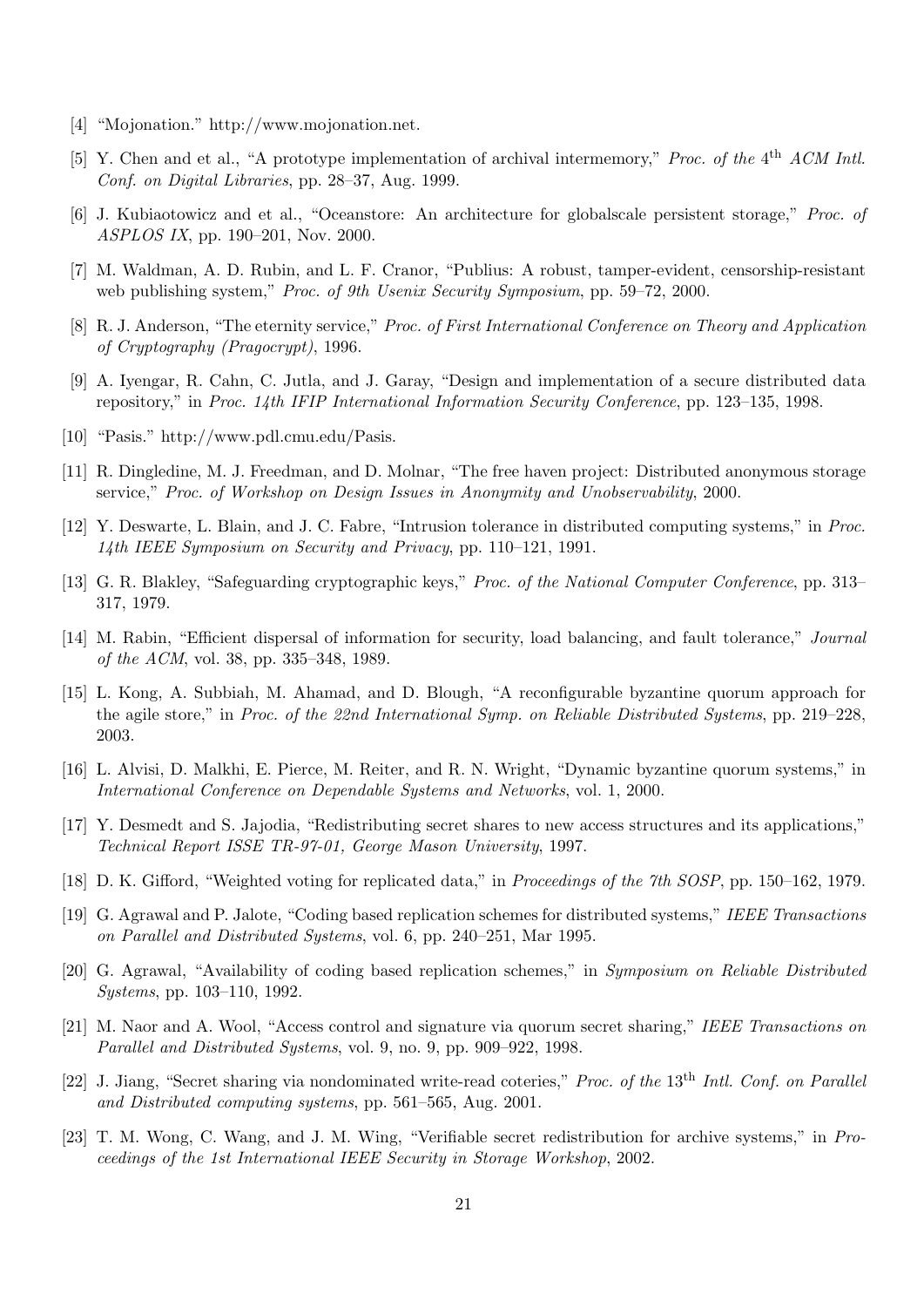[4] "Mojonation." http://www.mojonation.net.

[5] Y. Chen and et al., "A prototype implementation of archival intermemory," *Proc. of the* 4th *ACM Intl. Conf. on Digital Libraries*, pp. 28–37, Aug. 1999.

[6] J. Kubiaotowicz and et al., "Oceanstore: An architecture for globalscale persistent storage," *Proc. of ASPLOS IX*, pp. 190–201, Nov. 2000.

[7] M. Waldman, A. D. Rubin, and L. F. Cranor, "Publius: A robust, tamper-evident, censorship-resistant web publishing system," *Proc. of 9th Usenix Security Symposium*, pp. 59–72, 2000.

[8] R. J. Anderson, "The eternity service," *Proc. of First International Conference on Theory and Application of Cryptography (Pragocrypt)*, 1996.

[9] A. Iyengar, R. Cahn, C. Jutla, and J. Garay, "Design and implementation of a secure distributed data repository," in *Proc. 14th IFIP International Information Security Conference*, pp. 123–135, 1998.

[10] "Pasis." http://www.pdl.cmu.edu/Pasis.

[11] R. Dingledine, M. J. Freedman, and D. Molnar, "The free haven project: Distributed anonymous storage service," *Proc. of Workshop on Design Issues in Anonymity and Unobservability*, 2000.

[12] Y. Deswarte, L. Blain, and J. C. Fabre, "Intrusion tolerance in distributed computing systems," in *Proc. 14th IEEE Symposium on Security and Privacy*, pp. 110–121, 1991.

[13] G. R. Blakley, "Safeguarding cryptographic keys," *Proc. of the National Computer Conference*, pp. 313–317, 1979.

[14] M. Rabin, "Efficient dispersal of information for security, load balancing, and fault tolerance," *Journal of the ACM*, vol. 38, pp. 335–348, 1989.

[15] L. Kong, A. Subbiah, M. Ahamad, and D. Blough, "A reconfigurable byzantine quorum approach for the agile store," in *Proc. of the 22nd International Symp. on Reliable Distributed Systems*, pp. 219–228, 2003.

[16] L. Alvisi, D. Malkhi, E. Pierce, M. Reiter, and R. N. Wright, "Dynamic byzantine quorum systems," in *International Conference on Dependable Systems and Networks*, vol. 1, 2000.

[17] Y. Desmedt and S. Jajodia, "Redistributing secret shares to new access structures and its applications," *Technical Report ISSE TR-97-01, George Mason University*, 1997.

[18] D. K. Gifford, "Weighted voting for replicated data," in *Proceedings of the 7th SOSP*, pp. 150–162, 1979.

[19] G. Agrawal and P. Jalote, "Coding based replication schemes for distributed systems," *IEEE Transactions on Parallel and Distributed Systems*, vol. 6, pp. 240–251, Mar 1995.

[20] G. Agrawal, "Availability of coding based replication schemes," in *Symposium on Reliable Distributed Systems*, pp. 103–110, 1992.

[21] M. Naor and A. Wool, "Access control and signature via quorum secret sharing," *IEEE Transactions on Parallel and Distributed Systems*, vol. 9, no. 9, pp. 909–922, 1998.

[22] J. Jiang, "Secret sharing via nondominated write-read coteries," *Proc. of the* 13th *Intl. Conf. on Parallel and Distributed computing systems*, pp. 561–565, Aug. 2001.

[23] T. M. Wong, C. Wang, and J. M. Wing, "Verifiable secret redistribution for archive systems," in *Proceedings of the 1st International IEEE Security in Storage Workshop*, 2002.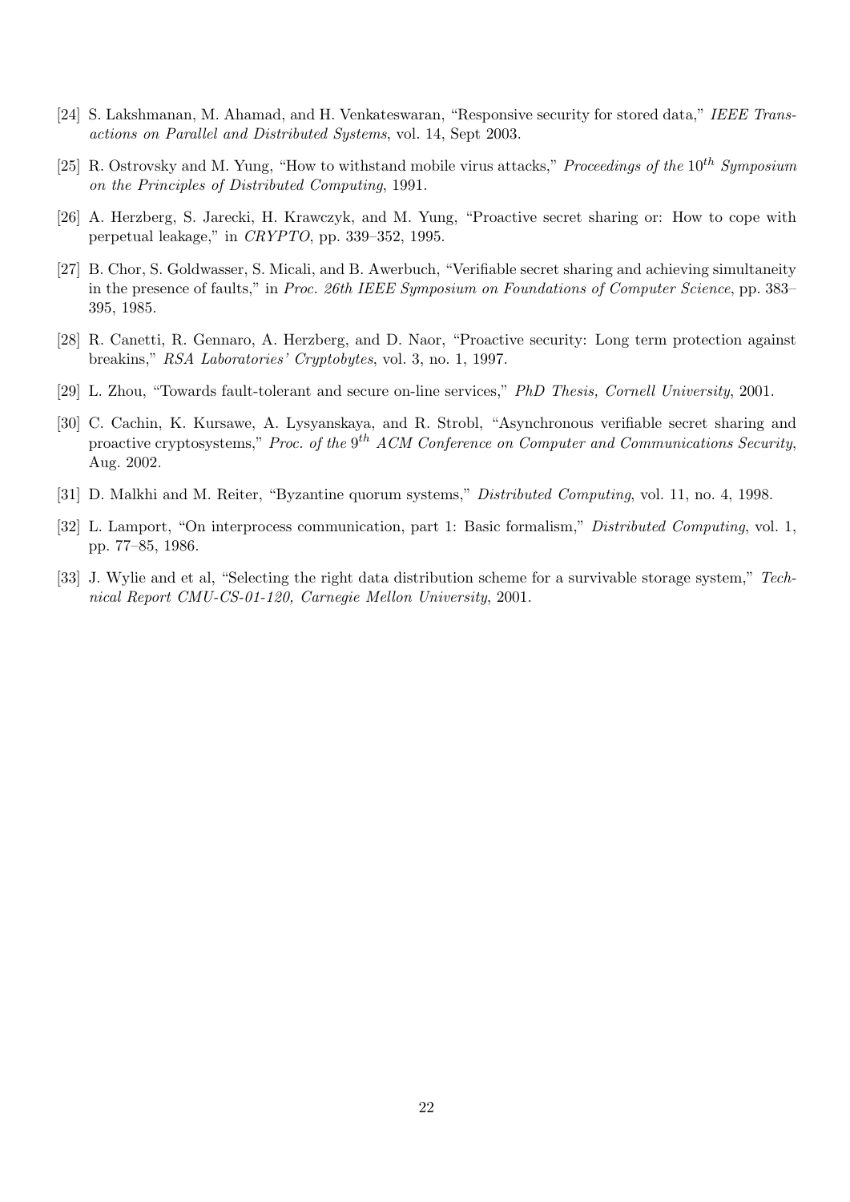[24] S. Lakshmanan, M. Ahamad, and H. Venkateswaran, "Responsive security for stored data," *IEEE Transactions on Parallel and Distributed Systems*, vol. 14, Sept 2003.

[25] R. Ostrovsky and M. Yung, "How to withstand mobile virus attacks," *Proceedings of the* $10^{th}$ *Symposium on the Principles of Distributed Computing*, 1991.

[26] A. Herzberg, S. Jarecki, H. Krawczyk, and M. Yung, "Proactive secret sharing or: How to cope with perpetual leakage," in *CRYPTO*, pp. 339–352, 1995.

[27] B. Chor, S. Goldwasser, S. Micali, and B. Awerbuch, "Verifiable secret sharing and achieving simultaneity in the presence of faults," in *Proc. 26th IEEE Symposium on Foundations of Computer Science*, pp. 383–395, 1985.

[28] R. Canetti, R. Gennaro, A. Herzberg, and D. Naor, "Proactive security: Long term protection against breakins," *RSA Laboratories' Cryptobytes*, vol. 3, no. 1, 1997.

[29] L. Zhou, "Towards fault-tolerant and secure on-line services," *PhD Thesis, Cornell University*, 2001.

[30] C. Cachin, K. Kursawe, A. Lysyanskaya, and R. Strobl, "Asynchronous verifiable secret sharing and proactive cryptosystems," *Proc. of the* $9^{th}$ *ACM Conference on Computer and Communications Security*, Aug. 2002.

[31] D. Malkhi and M. Reiter, "Byzantine quorum systems," *Distributed Computing*, vol. 11, no. 4, 1998.

[32] L. Lamport, "On interprocess communication, part 1: Basic formalism," *Distributed Computing*, vol. 1, pp. 77–85, 1986.

[33] J. Wylie and et al, "Selecting the right data distribution scheme for a survivable storage system," *Technical Report CMU-CS-01-120, Carnegie Mellon University*, 2001.